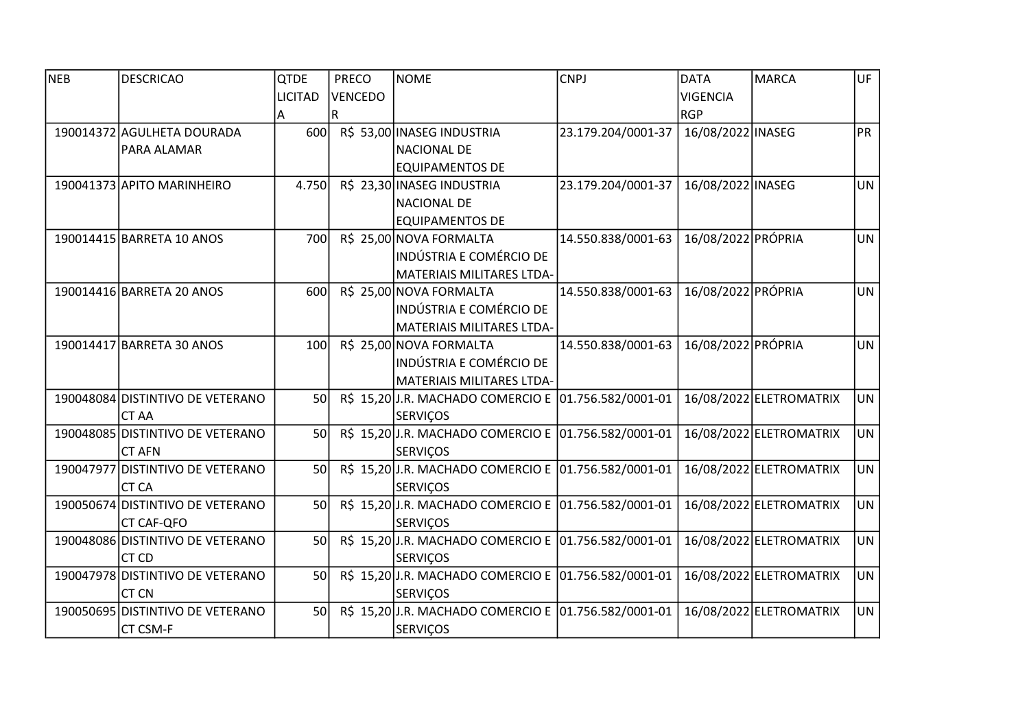| NEB | DESCRICAO | QTDE LICITADA | PRECO VENCEDOR | NOME | CNPJ | DATA VIGENCIA RGP | MARCA | UF |
|---|---|---|---|---|---|---|---|---|
| 190014372 | AGULHETA DOURADA PARA ALAMAR | 600 | R$ 53,00 | INASEG INDUSTRIA NACIONAL DE EQUIPAMENTOS DE | 23.179.204/0001-37 | 16/08/2022 | INASEG | PR |
| 190041373 | APITO MARINHEIRO | 4.750 | R$ 23,30 | INASEG INDUSTRIA NACIONAL DE EQUIPAMENTOS DE | 23.179.204/0001-37 | 16/08/2022 | INASEG | UN |
| 190014415 | BARRETA 10 ANOS | 700 | R$ 25,00 | NOVA FORMALTA INDÚSTRIA E COMÉRCIO DE MATERIAIS MILITARES LTDA- | 14.550.838/0001-63 | 16/08/2022 | PRÓPRIA | UN |
| 190014416 | BARRETA 20 ANOS | 600 | R$ 25,00 | NOVA FORMALTA INDÚSTRIA E COMÉRCIO DE MATERIAIS MILITARES LTDA- | 14.550.838/0001-63 | 16/08/2022 | PRÓPRIA | UN |
| 190014417 | BARRETA 30 ANOS | 100 | R$ 25,00 | NOVA FORMALTA INDÚSTRIA E COMÉRCIO DE MATERIAIS MILITARES LTDA- | 14.550.838/0001-63 | 16/08/2022 | PRÓPRIA | UN |
| 190048084 | DISTINTIVO DE VETERANO CT AA | 50 | R$ 15,20 | J.R. MACHADO COMERCIO E SERVIÇOS | 01.756.582/0001-01 | 16/08/2022 | ELETROMATRIX | UN |
| 190048085 | DISTINTIVO DE VETERANO CT AFN | 50 | R$ 15,20 | J.R. MACHADO COMERCIO E SERVIÇOS | 01.756.582/0001-01 | 16/08/2022 | ELETROMATRIX | UN |
| 190047977 | DISTINTIVO DE VETERANO CT CA | 50 | R$ 15,20 | J.R. MACHADO COMERCIO E SERVIÇOS | 01.756.582/0001-01 | 16/08/2022 | ELETROMATRIX | UN |
| 190050674 | DISTINTIVO DE VETERANO CT CAF-QFO | 50 | R$ 15,20 | J.R. MACHADO COMERCIO E SERVIÇOS | 01.756.582/0001-01 | 16/08/2022 | ELETROMATRIX | UN |
| 190048086 | DISTINTIVO DE VETERANO CT CD | 50 | R$ 15,20 | J.R. MACHADO COMERCIO E SERVIÇOS | 01.756.582/0001-01 | 16/08/2022 | ELETROMATRIX | UN |
| 190047978 | DISTINTIVO DE VETERANO CT CN | 50 | R$ 15,20 | J.R. MACHADO COMERCIO E SERVIÇOS | 01.756.582/0001-01 | 16/08/2022 | ELETROMATRIX | UN |
| 190050695 | DISTINTIVO DE VETERANO CT CSM-F | 50 | R$ 15,20 | J.R. MACHADO COMERCIO E SERVIÇOS | 01.756.582/0001-01 | 16/08/2022 | ELETROMATRIX | UN |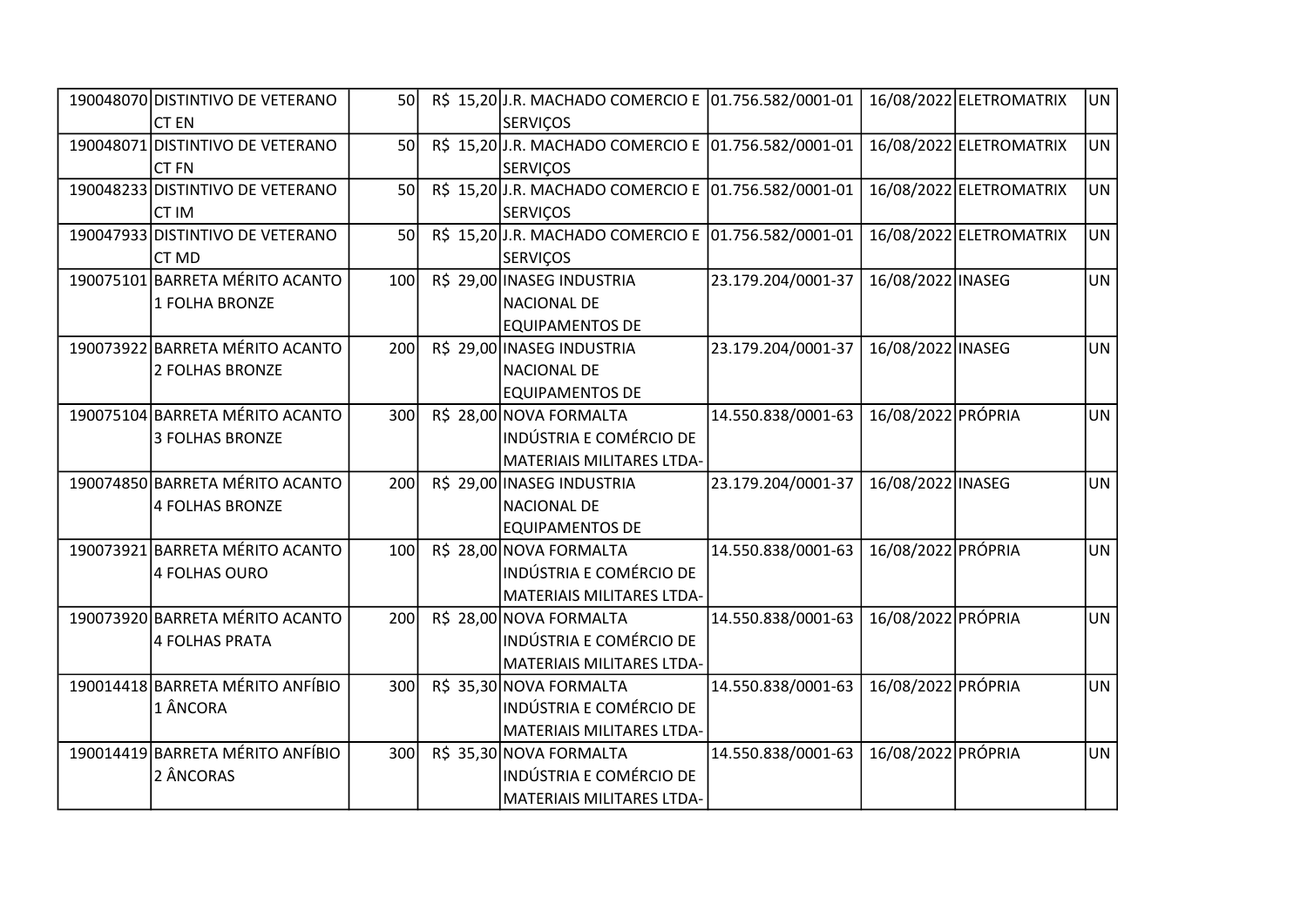| | | | | | | | | |
|---|---|---|---|---|---|---|---|---|
| 190048070 | DISTINTIVO DE VETERANO CT EN | 50 | R$ 15,20 | J.R. MACHADO COMERCIO E SERVIÇOS | 01.756.582/0001-01 | 16/08/2022 | ELETROMATRIX | UN |
| 190048071 | DISTINTIVO DE VETERANO CT FN | 50 | R$ 15,20 | J.R. MACHADO COMERCIO E SERVIÇOS | 01.756.582/0001-01 | 16/08/2022 | ELETROMATRIX | UN |
| 190048233 | DISTINTIVO DE VETERANO CT IM | 50 | R$ 15,20 | J.R. MACHADO COMERCIO E SERVIÇOS | 01.756.582/0001-01 | 16/08/2022 | ELETROMATRIX | UN |
| 190047933 | DISTINTIVO DE VETERANO CT MD | 50 | R$ 15,20 | J.R. MACHADO COMERCIO E SERVIÇOS | 01.756.582/0001-01 | 16/08/2022 | ELETROMATRIX | UN |
| 190075101 | BARRETA MÉRITO ACANTO 1 FOLHA BRONZE | 100 | R$ 29,00 | INASEG INDUSTRIA NACIONAL DE EQUIPAMENTOS DE | 23.179.204/0001-37 | 16/08/2022 | INASEG | UN |
| 190073922 | BARRETA MÉRITO ACANTO 2 FOLHAS BRONZE | 200 | R$ 29,00 | INASEG INDUSTRIA NACIONAL DE EQUIPAMENTOS DE | 23.179.204/0001-37 | 16/08/2022 | INASEG | UN |
| 190075104 | BARRETA MÉRITO ACANTO 3 FOLHAS BRONZE | 300 | R$ 28,00 | NOVA FORMALTA INDÚSTRIA E COMÉRCIO DE MATERIAIS MILITARES LTDA- | 14.550.838/0001-63 | 16/08/2022 | PRÓPRIA | UN |
| 190074850 | BARRETA MÉRITO ACANTO 4 FOLHAS BRONZE | 200 | R$ 29,00 | INASEG INDUSTRIA NACIONAL DE EQUIPAMENTOS DE | 23.179.204/0001-37 | 16/08/2022 | INASEG | UN |
| 190073921 | BARRETA MÉRITO ACANTO 4 FOLHAS OURO | 100 | R$ 28,00 | NOVA FORMALTA INDÚSTRIA E COMÉRCIO DE MATERIAIS MILITARES LTDA- | 14.550.838/0001-63 | 16/08/2022 | PRÓPRIA | UN |
| 190073920 | BARRETA MÉRITO ACANTO 4 FOLHAS PRATA | 200 | R$ 28,00 | NOVA FORMALTA INDÚSTRIA E COMÉRCIO DE MATERIAIS MILITARES LTDA- | 14.550.838/0001-63 | 16/08/2022 | PRÓPRIA | UN |
| 190014418 | BARRETA MÉRITO ANFÍBIO 1 ÂNCORA | 300 | R$ 35,30 | NOVA FORMALTA INDÚSTRIA E COMÉRCIO DE MATERIAIS MILITARES LTDA- | 14.550.838/0001-63 | 16/08/2022 | PRÓPRIA | UN |
| 190014419 | BARRETA MÉRITO ANFÍBIO 2 ÂNCORAS | 300 | R$ 35,30 | NOVA FORMALTA INDÚSTRIA E COMÉRCIO DE MATERIAIS MILITARES LTDA- | 14.550.838/0001-63 | 16/08/2022 | PRÓPRIA | UN |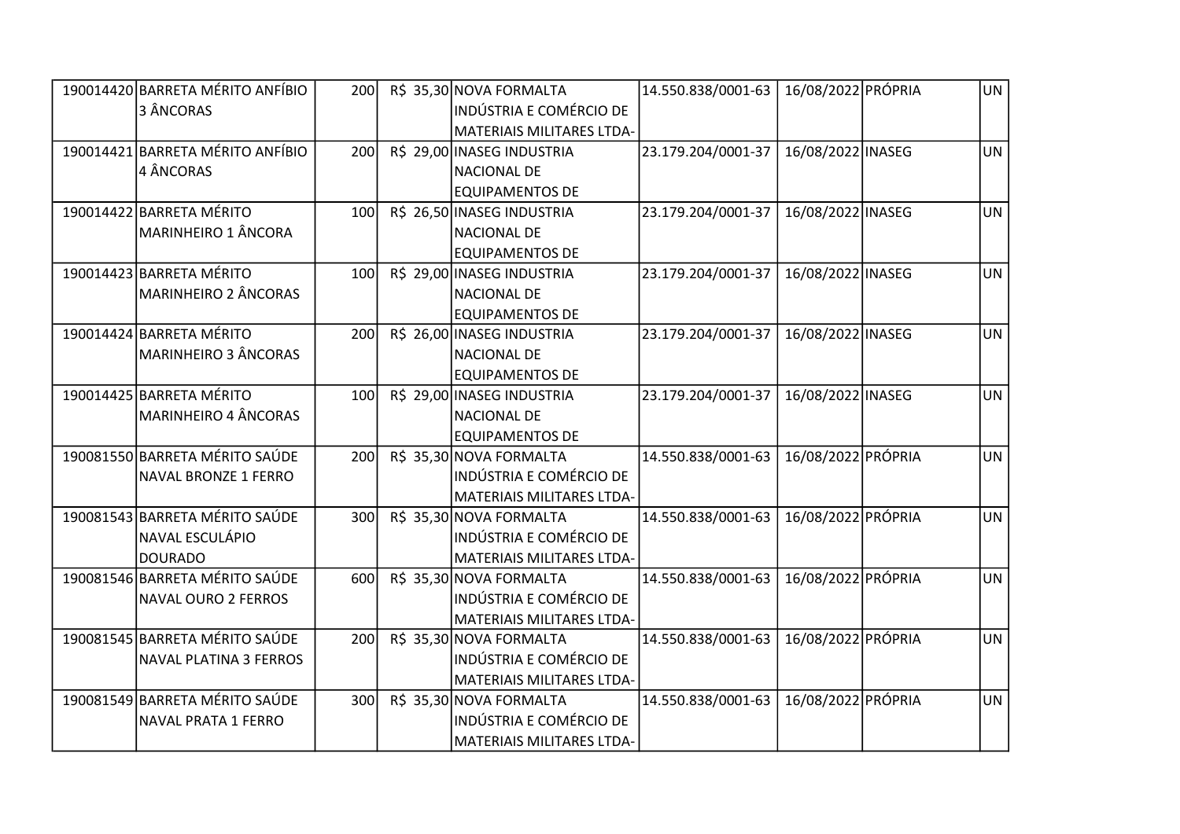| | | | | | | | | |
|---|---|---|---|---|---|---|---|---|
| 190014420 | BARRETA MÉRITO ANFÍBIO 3 ÂNCORAS | 200 | R$ 35,30 | NOVA FORMALTA INDÚSTRIA E COMÉRCIO DE MATERIAIS MILITARES LTDA- | 14.550.838/0001-63 | 16/08/2022 | PRÓPRIA | UN |
| 190014421 | BARRETA MÉRITO ANFÍBIO 4 ÂNCORAS | 200 | R$ 29,00 | INASEG INDUSTRIA NACIONAL DE EQUIPAMENTOS DE | 23.179.204/0001-37 | 16/08/2022 | INASEG | UN |
| 190014422 | BARRETA MÉRITO MARINHEIRO 1 ÂNCORA | 100 | R$ 26,50 | INASEG INDUSTRIA NACIONAL DE EQUIPAMENTOS DE | 23.179.204/0001-37 | 16/08/2022 | INASEG | UN |
| 190014423 | BARRETA MÉRITO MARINHEIRO 2 ÂNCORAS | 100 | R$ 29,00 | INASEG INDUSTRIA NACIONAL DE EQUIPAMENTOS DE | 23.179.204/0001-37 | 16/08/2022 | INASEG | UN |
| 190014424 | BARRETA MÉRITO MARINHEIRO 3 ÂNCORAS | 200 | R$ 26,00 | INASEG INDUSTRIA NACIONAL DE EQUIPAMENTOS DE | 23.179.204/0001-37 | 16/08/2022 | INASEG | UN |
| 190014425 | BARRETA MÉRITO MARINHEIRO 4 ÂNCORAS | 100 | R$ 29,00 | INASEG INDUSTRIA NACIONAL DE EQUIPAMENTOS DE | 23.179.204/0001-37 | 16/08/2022 | INASEG | UN |
| 190081550 | BARRETA MÉRITO SAÚDE NAVAL BRONZE 1 FERRO | 200 | R$ 35,30 | NOVA FORMALTA INDÚSTRIA E COMÉRCIO DE MATERIAIS MILITARES LTDA- | 14.550.838/0001-63 | 16/08/2022 | PRÓPRIA | UN |
| 190081543 | BARRETA MÉRITO SAÚDE NAVAL ESCULÁPIO DOURADO | 300 | R$ 35,30 | NOVA FORMALTA INDÚSTRIA E COMÉRCIO DE MATERIAIS MILITARES LTDA- | 14.550.838/0001-63 | 16/08/2022 | PRÓPRIA | UN |
| 190081546 | BARRETA MÉRITO SAÚDE NAVAL OURO 2 FERROS | 600 | R$ 35,30 | NOVA FORMALTA INDÚSTRIA E COMÉRCIO DE MATERIAIS MILITARES LTDA- | 14.550.838/0001-63 | 16/08/2022 | PRÓPRIA | UN |
| 190081545 | BARRETA MÉRITO SAÚDE NAVAL PLATINA 3 FERROS | 200 | R$ 35,30 | NOVA FORMALTA INDÚSTRIA E COMÉRCIO DE MATERIAIS MILITARES LTDA- | 14.550.838/0001-63 | 16/08/2022 | PRÓPRIA | UN |
| 190081549 | BARRETA MÉRITO SAÚDE NAVAL PRATA 1 FERRO | 300 | R$ 35,30 | NOVA FORMALTA INDÚSTRIA E COMÉRCIO DE MATERIAIS MILITARES LTDA- | 14.550.838/0001-63 | 16/08/2022 | PRÓPRIA | UN |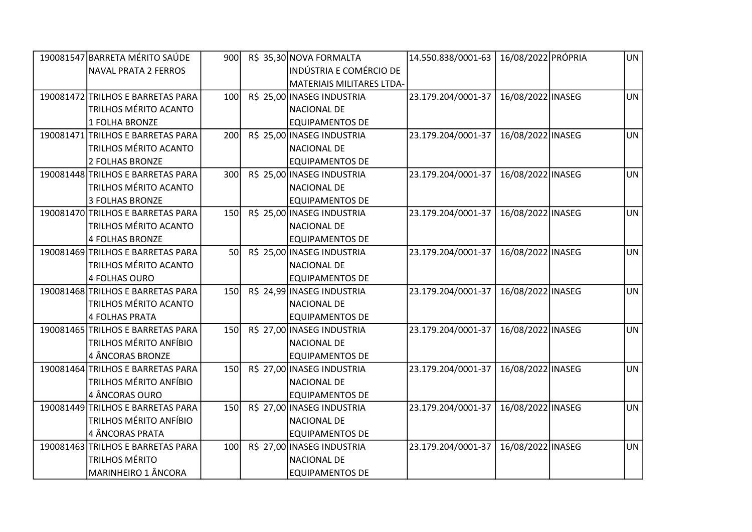| | | | | | | | | |
|---|---|---|---|---|---|---|---|---|
| 190081547 | BARRETA MÉRITO SAÚDE NAVAL PRATA 2 FERROS | 900 | R$ 35,30 | NOVA FORMALTA INDÚSTRIA E COMÉRCIO DE MATERIAIS MILITARES LTDA- | 14.550.838/0001-63 | 16/08/2022 | PRÓPRIA | UN |
| 190081472 | TRILHOS E BARRETAS PARA TRILHOS MÉRITO ACANTO 1 FOLHA BRONZE | 100 | R$ 25,00 | INASEG INDUSTRIA NACIONAL DE EQUIPAMENTOS DE | 23.179.204/0001-37 | 16/08/2022 | INASEG | UN |
| 190081471 | TRILHOS E BARRETAS PARA TRILHOS MÉRITO ACANTO 2 FOLHAS BRONZE | 200 | R$ 25,00 | INASEG INDUSTRIA NACIONAL DE EQUIPAMENTOS DE | 23.179.204/0001-37 | 16/08/2022 | INASEG | UN |
| 190081448 | TRILHOS E BARRETAS PARA TRILHOS MÉRITO ACANTO 3 FOLHAS BRONZE | 300 | R$ 25,00 | INASEG INDUSTRIA NACIONAL DE EQUIPAMENTOS DE | 23.179.204/0001-37 | 16/08/2022 | INASEG | UN |
| 190081470 | TRILHOS E BARRETAS PARA TRILHOS MÉRITO ACANTO 4 FOLHAS BRONZE | 150 | R$ 25,00 | INASEG INDUSTRIA NACIONAL DE EQUIPAMENTOS DE | 23.179.204/0001-37 | 16/08/2022 | INASEG | UN |
| 190081469 | TRILHOS E BARRETAS PARA TRILHOS MÉRITO ACANTO 4 FOLHAS OURO | 50 | R$ 25,00 | INASEG INDUSTRIA NACIONAL DE EQUIPAMENTOS DE | 23.179.204/0001-37 | 16/08/2022 | INASEG | UN |
| 190081468 | TRILHOS E BARRETAS PARA TRILHOS MÉRITO ACANTO 4 FOLHAS PRATA | 150 | R$ 24,99 | INASEG INDUSTRIA NACIONAL DE EQUIPAMENTOS DE | 23.179.204/0001-37 | 16/08/2022 | INASEG | UN |
| 190081465 | TRILHOS E BARRETAS PARA TRILHOS MÉRITO ANFÍBIO 4 ÂNCORAS BRONZE | 150 | R$ 27,00 | INASEG INDUSTRIA NACIONAL DE EQUIPAMENTOS DE | 23.179.204/0001-37 | 16/08/2022 | INASEG | UN |
| 190081464 | TRILHOS E BARRETAS PARA TRILHOS MÉRITO ANFÍBIO 4 ÂNCORAS OURO | 150 | R$ 27,00 | INASEG INDUSTRIA NACIONAL DE EQUIPAMENTOS DE | 23.179.204/0001-37 | 16/08/2022 | INASEG | UN |
| 190081449 | TRILHOS E BARRETAS PARA TRILHOS MÉRITO ANFÍBIO 4 ÂNCORAS PRATA | 150 | R$ 27,00 | INASEG INDUSTRIA NACIONAL DE EQUIPAMENTOS DE | 23.179.204/0001-37 | 16/08/2022 | INASEG | UN |
| 190081463 | TRILHOS E BARRETAS PARA TRILHOS MÉRITO MARINHEIRO 1 ÂNCORA | 100 | R$ 27,00 | INASEG INDUSTRIA NACIONAL DE EQUIPAMENTOS DE | 23.179.204/0001-37 | 16/08/2022 | INASEG | UN |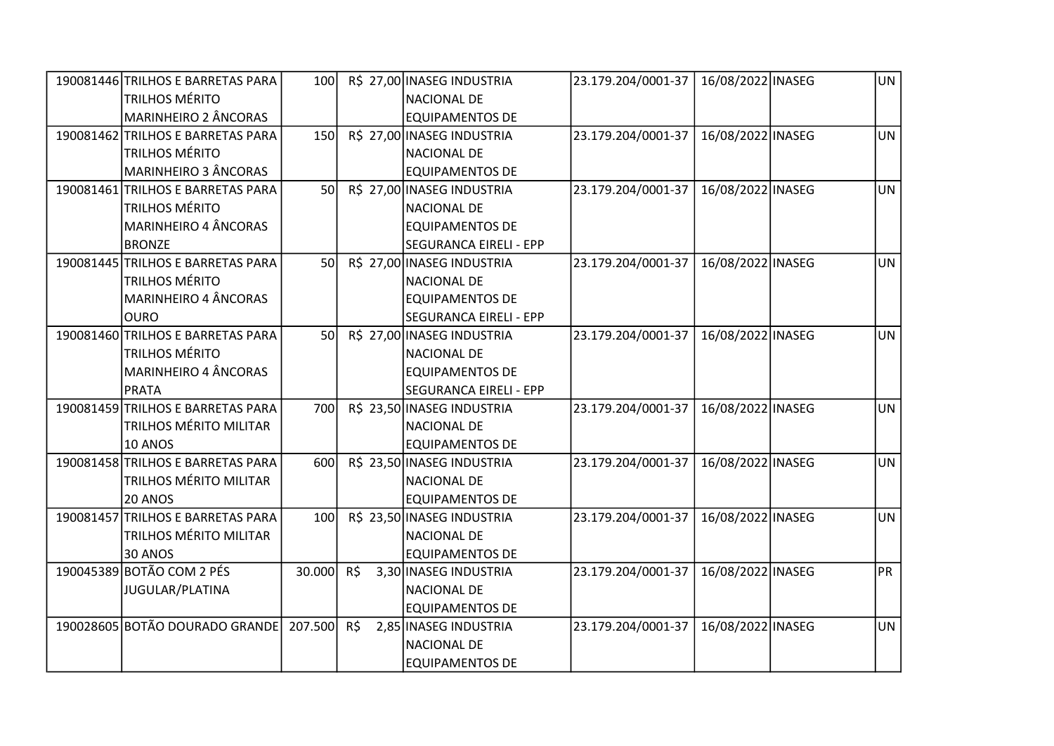| | | | | | | | | |
|---|---|---|---|---|---|---|---|---|
| 190081446 | TRILHOS E BARRETAS PARA TRILHOS MÉRITO MARINHEIRO 2 ÂNCORAS | 100 | R$ 27,00 | INASEG INDUSTRIA NACIONAL DE EQUIPAMENTOS DE | 23.179.204/0001-37 | 16/08/2022 | INASEG | UN |
| 190081462 | TRILHOS E BARRETAS PARA TRILHOS MÉRITO MARINHEIRO 3 ÂNCORAS | 150 | R$ 27,00 | INASEG INDUSTRIA NACIONAL DE EQUIPAMENTOS DE | 23.179.204/0001-37 | 16/08/2022 | INASEG | UN |
| 190081461 | TRILHOS E BARRETAS PARA TRILHOS MÉRITO MARINHEIRO 4 ÂNCORAS BRONZE | 50 | R$ 27,00 | INASEG INDUSTRIA NACIONAL DE EQUIPAMENTOS DE SEGURANCA EIRELI - EPP | 23.179.204/0001-37 | 16/08/2022 | INASEG | UN |
| 190081445 | TRILHOS E BARRETAS PARA TRILHOS MÉRITO MARINHEIRO 4 ÂNCORAS OURO | 50 | R$ 27,00 | INASEG INDUSTRIA NACIONAL DE EQUIPAMENTOS DE SEGURANCA EIRELI - EPP | 23.179.204/0001-37 | 16/08/2022 | INASEG | UN |
| 190081460 | TRILHOS E BARRETAS PARA TRILHOS MÉRITO MARINHEIRO 4 ÂNCORAS PRATA | 50 | R$ 27,00 | INASEG INDUSTRIA NACIONAL DE EQUIPAMENTOS DE SEGURANCA EIRELI - EPP | 23.179.204/0001-37 | 16/08/2022 | INASEG | UN |
| 190081459 | TRILHOS E BARRETAS PARA TRILHOS MÉRITO MILITAR 10 ANOS | 700 | R$ 23,50 | INASEG INDUSTRIA NACIONAL DE EQUIPAMENTOS DE | 23.179.204/0001-37 | 16/08/2022 | INASEG | UN |
| 190081458 | TRILHOS E BARRETAS PARA TRILHOS MÉRITO MILITAR 20 ANOS | 600 | R$ 23,50 | INASEG INDUSTRIA NACIONAL DE EQUIPAMENTOS DE | 23.179.204/0001-37 | 16/08/2022 | INASEG | UN |
| 190081457 | TRILHOS E BARRETAS PARA TRILHOS MÉRITO MILITAR 30 ANOS | 100 | R$ 23,50 | INASEG INDUSTRIA NACIONAL DE EQUIPAMENTOS DE | 23.179.204/0001-37 | 16/08/2022 | INASEG | UN |
| 190045389 | BOTÃO COM 2 PÉS JUGULAR/PLATINA | 30.000 | R$ 3,30 | INASEG INDUSTRIA NACIONAL DE EQUIPAMENTOS DE | 23.179.204/0001-37 | 16/08/2022 | INASEG | PR |
| 190028605 | BOTÃO DOURADO GRANDE | 207.500 | R$ 2,85 | INASEG INDUSTRIA NACIONAL DE EQUIPAMENTOS DE | 23.179.204/0001-37 | 16/08/2022 | INASEG | UN |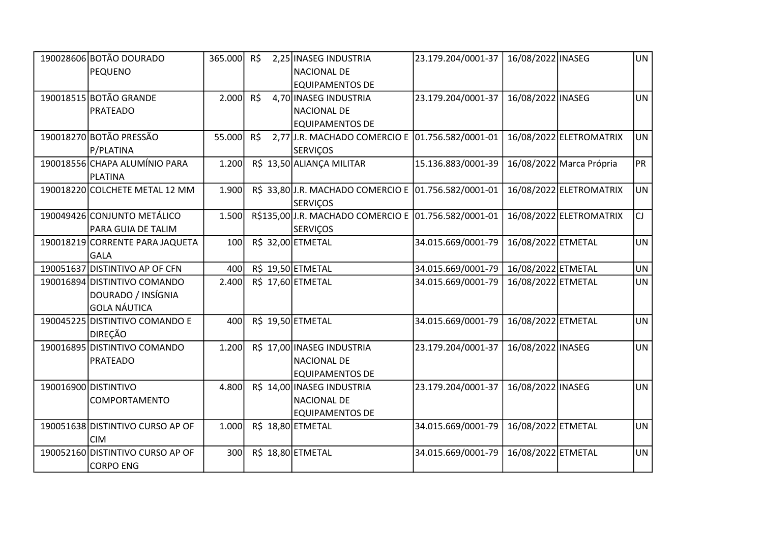| | | | | | | | | |
|---|---|---|---|---|---|---|---|---|
| 190028606 | BOTÃO DOURADO PEQUENO | 365.000 | R$ 2,25 | INASEG INDUSTRIA NACIONAL DE EQUIPAMENTOS DE | 23.179.204/0001-37 | 16/08/2022 | INASEG | UN |
| 190018515 | BOTÃO GRANDE PRATEADO | 2.000 | R$ 4,70 | INASEG INDUSTRIA NACIONAL DE EQUIPAMENTOS DE | 23.179.204/0001-37 | 16/08/2022 | INASEG | UN |
| 190018270 | BOTÃO PRESSÃO P/PLATINA | 55.000 | R$ 2,77 | J.R. MACHADO COMERCIO E SERVIÇOS | 01.756.582/0001-01 | 16/08/2022 | ELETROMATRIX | UN |
| 190018556 | CHAPA ALUMÍNIO PARA PLATINA | 1.200 | R$ 13,50 | ALIANÇA MILITAR | 15.136.883/0001-39 | 16/08/2022 | Marca Própria | PR |
| 190018220 | COLCHETE METAL 12 MM | 1.900 | R$ 33,80 | J.R. MACHADO COMERCIO E SERVIÇOS | 01.756.582/0001-01 | 16/08/2022 | ELETROMATRIX | UN |
| 190049426 | CONJUNTO METÁLICO PARA GUIA DE TALIM | 1.500 | R$135,00 | J.R. MACHADO COMERCIO E SERVIÇOS | 01.756.582/0001-01 | 16/08/2022 | ELETROMATRIX | CJ |
| 190018219 | CORRENTE PARA JAQUETA GALA | 100 | R$ 32,00 | ETMETAL | 34.015.669/0001-79 | 16/08/2022 | ETMETAL | UN |
| 190051637 | DISTINTIVO AP OF CFN | 400 | R$ 19,50 | ETMETAL | 34.015.669/0001-79 | 16/08/2022 | ETMETAL | UN |
| 190016894 | DISTINTIVO COMANDO DOURADO / INSÍGNIA GOLA NÁUTICA | 2.400 | R$ 17,60 | ETMETAL | 34.015.669/0001-79 | 16/08/2022 | ETMETAL | UN |
| 190045225 | DISTINTIVO COMANDO E DIREÇÃO | 400 | R$ 19,50 | ETMETAL | 34.015.669/0001-79 | 16/08/2022 | ETMETAL | UN |
| 190016895 | DISTINTIVO COMANDO PRATEADO | 1.200 | R$ 17,00 | INASEG INDUSTRIA NACIONAL DE EQUIPAMENTOS DE | 23.179.204/0001-37 | 16/08/2022 | INASEG | UN |
| 190016900 | DISTINTIVO COMPORTAMENTO | 4.800 | R$ 14,00 | INASEG INDUSTRIA NACIONAL DE EQUIPAMENTOS DE | 23.179.204/0001-37 | 16/08/2022 | INASEG | UN |
| 190051638 | DISTINTIVO CURSO AP OF CIM | 1.000 | R$ 18,80 | ETMETAL | 34.015.669/0001-79 | 16/08/2022 | ETMETAL | UN |
| 190052160 | DISTINTIVO CURSO AP OF CORPO ENG | 300 | R$ 18,80 | ETMETAL | 34.015.669/0001-79 | 16/08/2022 | ETMETAL | UN |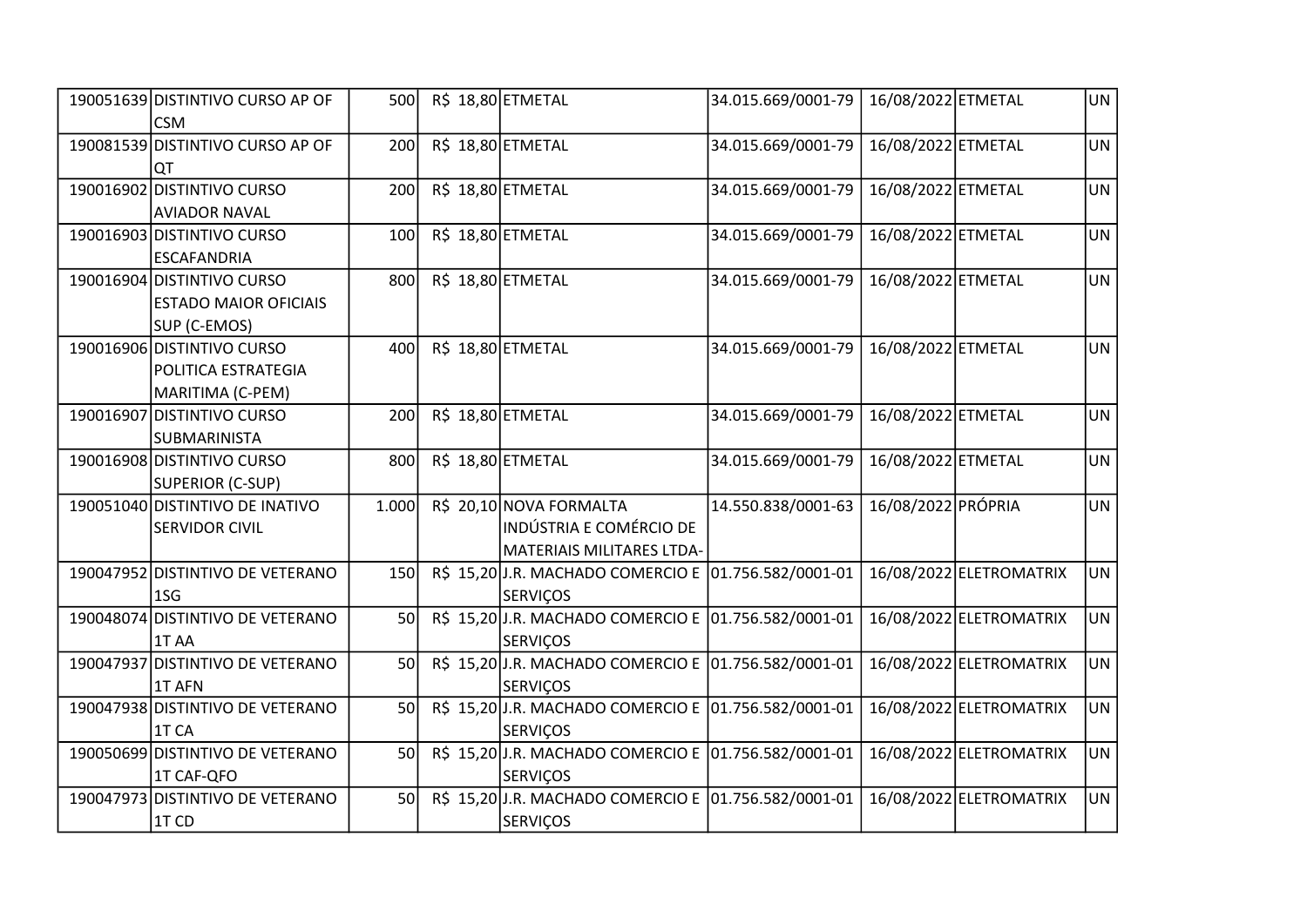| | | | | | | | | |
|---|---|---|---|---|---|---|---|---|
| 190051639 | DISTINTIVO CURSO AP OF CSM | 500 | R$ 18,80 | ETMETAL | 34.015.669/0001-79 | 16/08/2022 | ETMETAL | UN |
| 190081539 | DISTINTIVO CURSO AP OF QT | 200 | R$ 18,80 | ETMETAL | 34.015.669/0001-79 | 16/08/2022 | ETMETAL | UN |
| 190016902 | DISTINTIVO CURSO AVIADOR NAVAL | 200 | R$ 18,80 | ETMETAL | 34.015.669/0001-79 | 16/08/2022 | ETMETAL | UN |
| 190016903 | DISTINTIVO CURSO ESCAFANDRIA | 100 | R$ 18,80 | ETMETAL | 34.015.669/0001-79 | 16/08/2022 | ETMETAL | UN |
| 190016904 | DISTINTIVO CURSO ESTADO MAIOR OFICIAIS SUP (C-EMOS) | 800 | R$ 18,80 | ETMETAL | 34.015.669/0001-79 | 16/08/2022 | ETMETAL | UN |
| 190016906 | DISTINTIVO CURSO POLITICA ESTRATEGIA MARITIMA (C-PEM) | 400 | R$ 18,80 | ETMETAL | 34.015.669/0001-79 | 16/08/2022 | ETMETAL | UN |
| 190016907 | DISTINTIVO CURSO SUBMARINISTA | 200 | R$ 18,80 | ETMETAL | 34.015.669/0001-79 | 16/08/2022 | ETMETAL | UN |
| 190016908 | DISTINTIVO CURSO SUPERIOR (C-SUP) | 800 | R$ 18,80 | ETMETAL | 34.015.669/0001-79 | 16/08/2022 | ETMETAL | UN |
| 190051040 | DISTINTIVO DE INATIVO SERVIDOR CIVIL | 1.000 | R$ 20,10 | NOVA FORMALTA INDÚSTRIA E COMÉRCIO DE MATERIAIS MILITARES LTDA- | 14.550.838/0001-63 | 16/08/2022 | PRÓPRIA | UN |
| 190047952 | DISTINTIVO DE VETERANO 1SG | 150 | R$ 15,20 | J.R. MACHADO COMERCIO E SERVIÇOS | 01.756.582/0001-01 | 16/08/2022 | ELETROMATRIX | UN |
| 190048074 | DISTINTIVO DE VETERANO 1T AA | 50 | R$ 15,20 | J.R. MACHADO COMERCIO E SERVIÇOS | 01.756.582/0001-01 | 16/08/2022 | ELETROMATRIX | UN |
| 190047937 | DISTINTIVO DE VETERANO 1T AFN | 50 | R$ 15,20 | J.R. MACHADO COMERCIO E SERVIÇOS | 01.756.582/0001-01 | 16/08/2022 | ELETROMATRIX | UN |
| 190047938 | DISTINTIVO DE VETERANO 1T CA | 50 | R$ 15,20 | J.R. MACHADO COMERCIO E SERVIÇOS | 01.756.582/0001-01 | 16/08/2022 | ELETROMATRIX | UN |
| 190050699 | DISTINTIVO DE VETERANO 1T CAF-QFO | 50 | R$ 15,20 | J.R. MACHADO COMERCIO E SERVIÇOS | 01.756.582/0001-01 | 16/08/2022 | ELETROMATRIX | UN |
| 190047973 | DISTINTIVO DE VETERANO 1T CD | 50 | R$ 15,20 | J.R. MACHADO COMERCIO E SERVIÇOS | 01.756.582/0001-01 | 16/08/2022 | ELETROMATRIX | UN |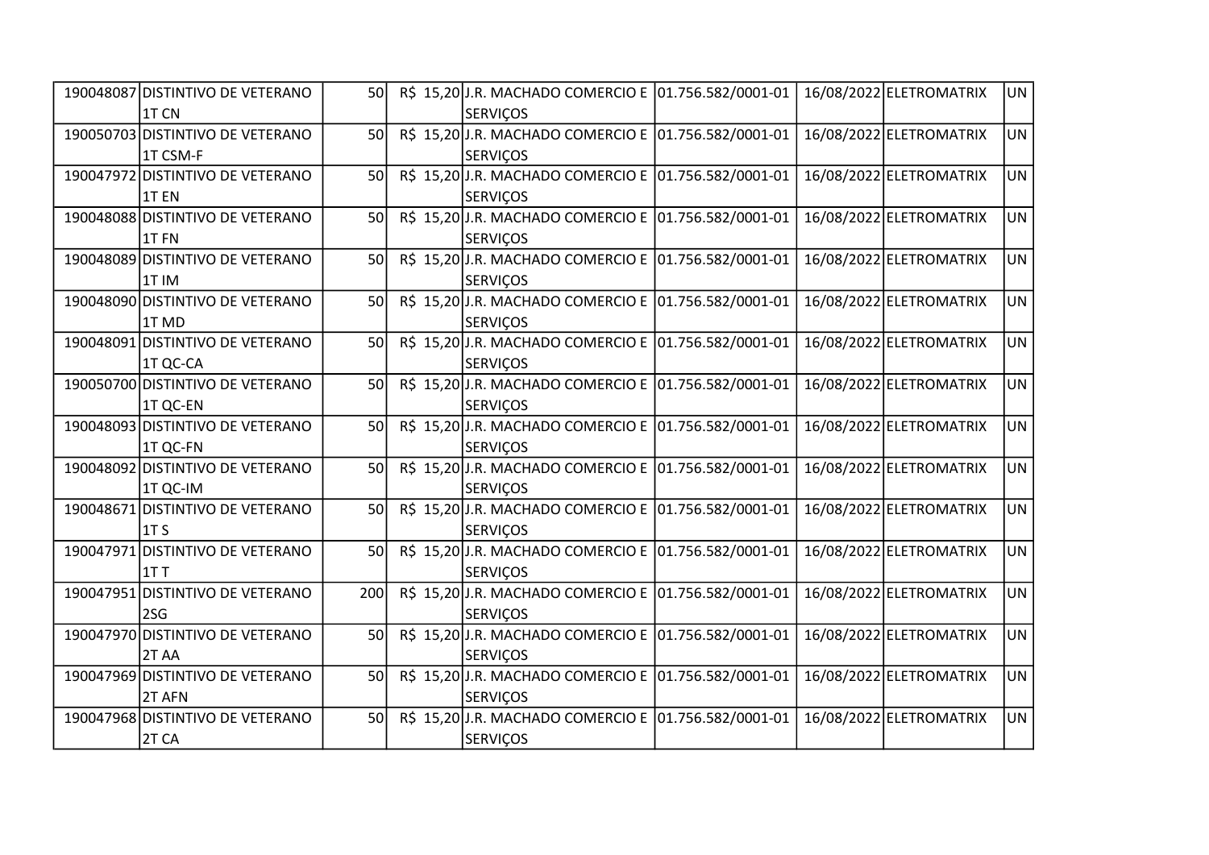| | | | | | | | | |
|---|---|---|---|---|---|---|---|---|
| 190048087 | DISTINTIVO DE VETERANO 1T CN | 50 | R$ 15,20 | J.R. MACHADO COMERCIO E SERVIÇOS | 01.756.582/0001-01 | 16/08/2022 | ELETROMATRIX | UN |
| 190050703 | DISTINTIVO DE VETERANO 1T CSM-F | 50 | R$ 15,20 | J.R. MACHADO COMERCIO E SERVIÇOS | 01.756.582/0001-01 | 16/08/2022 | ELETROMATRIX | UN |
| 190047972 | DISTINTIVO DE VETERANO 1T EN | 50 | R$ 15,20 | J.R. MACHADO COMERCIO E SERVIÇOS | 01.756.582/0001-01 | 16/08/2022 | ELETROMATRIX | UN |
| 190048088 | DISTINTIVO DE VETERANO 1T FN | 50 | R$ 15,20 | J.R. MACHADO COMERCIO E SERVIÇOS | 01.756.582/0001-01 | 16/08/2022 | ELETROMATRIX | UN |
| 190048089 | DISTINTIVO DE VETERANO 1T IM | 50 | R$ 15,20 | J.R. MACHADO COMERCIO E SERVIÇOS | 01.756.582/0001-01 | 16/08/2022 | ELETROMATRIX | UN |
| 190048090 | DISTINTIVO DE VETERANO 1T MD | 50 | R$ 15,20 | J.R. MACHADO COMERCIO E SERVIÇOS | 01.756.582/0001-01 | 16/08/2022 | ELETROMATRIX | UN |
| 190048091 | DISTINTIVO DE VETERANO 1T QC-CA | 50 | R$ 15,20 | J.R. MACHADO COMERCIO E SERVIÇOS | 01.756.582/0001-01 | 16/08/2022 | ELETROMATRIX | UN |
| 190050700 | DISTINTIVO DE VETERANO 1T QC-EN | 50 | R$ 15,20 | J.R. MACHADO COMERCIO E SERVIÇOS | 01.756.582/0001-01 | 16/08/2022 | ELETROMATRIX | UN |
| 190048093 | DISTINTIVO DE VETERANO 1T QC-FN | 50 | R$ 15,20 | J.R. MACHADO COMERCIO E SERVIÇOS | 01.756.582/0001-01 | 16/08/2022 | ELETROMATRIX | UN |
| 190048092 | DISTINTIVO DE VETERANO 1T QC-IM | 50 | R$ 15,20 | J.R. MACHADO COMERCIO E SERVIÇOS | 01.756.582/0001-01 | 16/08/2022 | ELETROMATRIX | UN |
| 190048671 | DISTINTIVO DE VETERANO 1T S | 50 | R$ 15,20 | J.R. MACHADO COMERCIO E SERVIÇOS | 01.756.582/0001-01 | 16/08/2022 | ELETROMATRIX | UN |
| 190047971 | DISTINTIVO DE VETERANO 1T T | 50 | R$ 15,20 | J.R. MACHADO COMERCIO E SERVIÇOS | 01.756.582/0001-01 | 16/08/2022 | ELETROMATRIX | UN |
| 190047951 | DISTINTIVO DE VETERANO 2SG | 200 | R$ 15,20 | J.R. MACHADO COMERCIO E SERVIÇOS | 01.756.582/0001-01 | 16/08/2022 | ELETROMATRIX | UN |
| 190047970 | DISTINTIVO DE VETERANO 2T AA | 50 | R$ 15,20 | J.R. MACHADO COMERCIO E SERVIÇOS | 01.756.582/0001-01 | 16/08/2022 | ELETROMATRIX | UN |
| 190047969 | DISTINTIVO DE VETERANO 2T AFN | 50 | R$ 15,20 | J.R. MACHADO COMERCIO E SERVIÇOS | 01.756.582/0001-01 | 16/08/2022 | ELETROMATRIX | UN |
| 190047968 | DISTINTIVO DE VETERANO 2T CA | 50 | R$ 15,20 | J.R. MACHADO COMERCIO E SERVIÇOS | 01.756.582/0001-01 | 16/08/2022 | ELETROMATRIX | UN |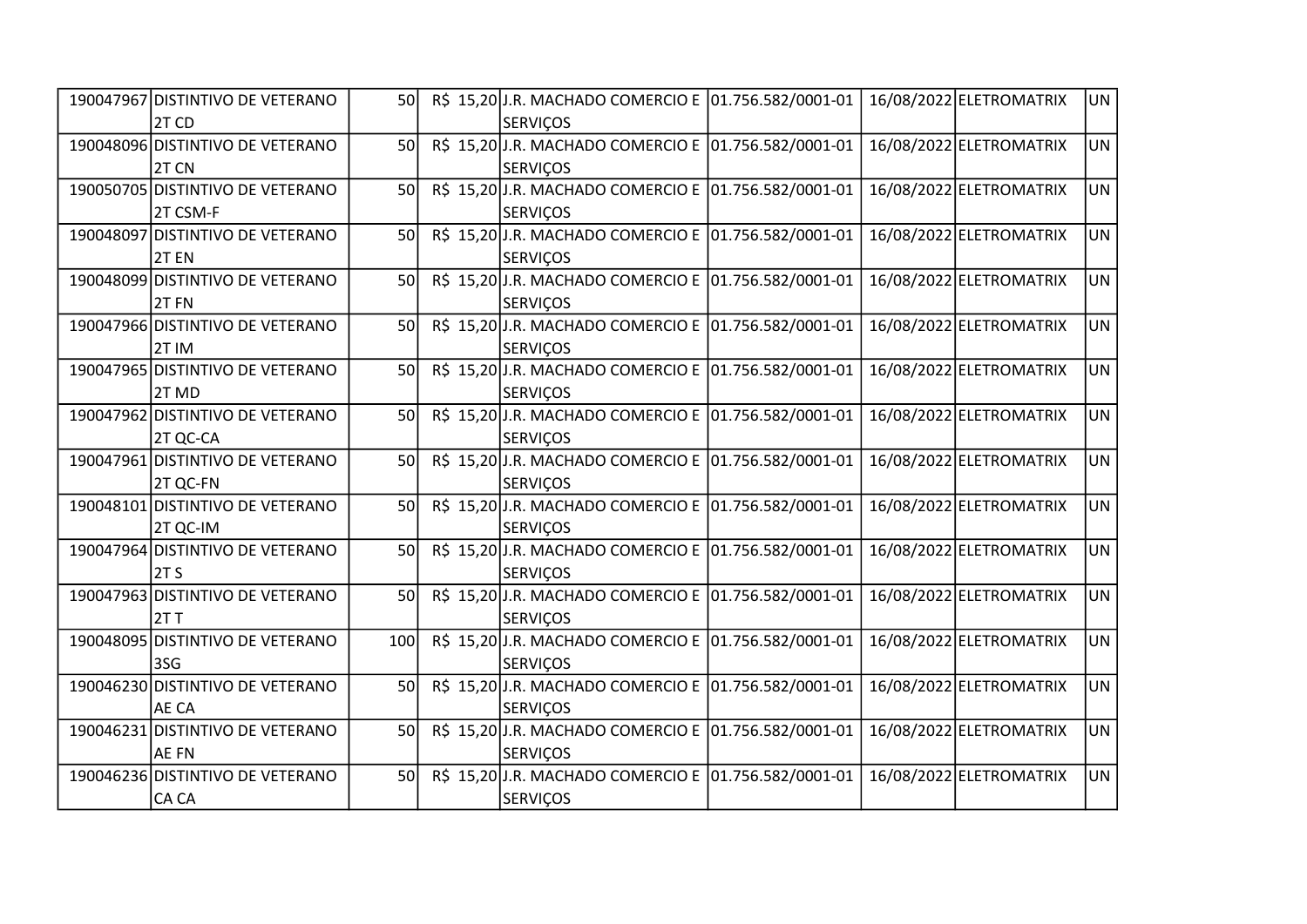| | | | | | | | | |
|---|---|---|---|---|---|---|---|---|
| 190047967 | DISTINTIVO DE VETERANO 2T CD | 50 | R$ 15,20 | J.R. MACHADO COMERCIO E SERVIÇOS | 01.756.582/0001-01 | 16/08/2022 | ELETROMATRIX | UN |
| 190048096 | DISTINTIVO DE VETERANO 2T CN | 50 | R$ 15,20 | J.R. MACHADO COMERCIO E SERVIÇOS | 01.756.582/0001-01 | 16/08/2022 | ELETROMATRIX | UN |
| 190050705 | DISTINTIVO DE VETERANO 2T CSM-F | 50 | R$ 15,20 | J.R. MACHADO COMERCIO E SERVIÇOS | 01.756.582/0001-01 | 16/08/2022 | ELETROMATRIX | UN |
| 190048097 | DISTINTIVO DE VETERANO 2T EN | 50 | R$ 15,20 | J.R. MACHADO COMERCIO E SERVIÇOS | 01.756.582/0001-01 | 16/08/2022 | ELETROMATRIX | UN |
| 190048099 | DISTINTIVO DE VETERANO 2T FN | 50 | R$ 15,20 | J.R. MACHADO COMERCIO E SERVIÇOS | 01.756.582/0001-01 | 16/08/2022 | ELETROMATRIX | UN |
| 190047966 | DISTINTIVO DE VETERANO 2T IM | 50 | R$ 15,20 | J.R. MACHADO COMERCIO E SERVIÇOS | 01.756.582/0001-01 | 16/08/2022 | ELETROMATRIX | UN |
| 190047965 | DISTINTIVO DE VETERANO 2T MD | 50 | R$ 15,20 | J.R. MACHADO COMERCIO E SERVIÇOS | 01.756.582/0001-01 | 16/08/2022 | ELETROMATRIX | UN |
| 190047962 | DISTINTIVO DE VETERANO 2T QC-CA | 50 | R$ 15,20 | J.R. MACHADO COMERCIO E SERVIÇOS | 01.756.582/0001-01 | 16/08/2022 | ELETROMATRIX | UN |
| 190047961 | DISTINTIVO DE VETERANO 2T QC-FN | 50 | R$ 15,20 | J.R. MACHADO COMERCIO E SERVIÇOS | 01.756.582/0001-01 | 16/08/2022 | ELETROMATRIX | UN |
| 190048101 | DISTINTIVO DE VETERANO 2T QC-IM | 50 | R$ 15,20 | J.R. MACHADO COMERCIO E SERVIÇOS | 01.756.582/0001-01 | 16/08/2022 | ELETROMATRIX | UN |
| 190047964 | DISTINTIVO DE VETERANO 2T S | 50 | R$ 15,20 | J.R. MACHADO COMERCIO E SERVIÇOS | 01.756.582/0001-01 | 16/08/2022 | ELETROMATRIX | UN |
| 190047963 | DISTINTIVO DE VETERANO 2T T | 50 | R$ 15,20 | J.R. MACHADO COMERCIO E SERVIÇOS | 01.756.582/0001-01 | 16/08/2022 | ELETROMATRIX | UN |
| 190048095 | DISTINTIVO DE VETERANO 3SG | 100 | R$ 15,20 | J.R. MACHADO COMERCIO E SERVIÇOS | 01.756.582/0001-01 | 16/08/2022 | ELETROMATRIX | UN |
| 190046230 | DISTINTIVO DE VETERANO AE CA | 50 | R$ 15,20 | J.R. MACHADO COMERCIO E SERVIÇOS | 01.756.582/0001-01 | 16/08/2022 | ELETROMATRIX | UN |
| 190046231 | DISTINTIVO DE VETERANO AE FN | 50 | R$ 15,20 | J.R. MACHADO COMERCIO E SERVIÇOS | 01.756.582/0001-01 | 16/08/2022 | ELETROMATRIX | UN |
| 190046236 | DISTINTIVO DE VETERANO CA CA | 50 | R$ 15,20 | J.R. MACHADO COMERCIO E SERVIÇOS | 01.756.582/0001-01 | 16/08/2022 | ELETROMATRIX | UN |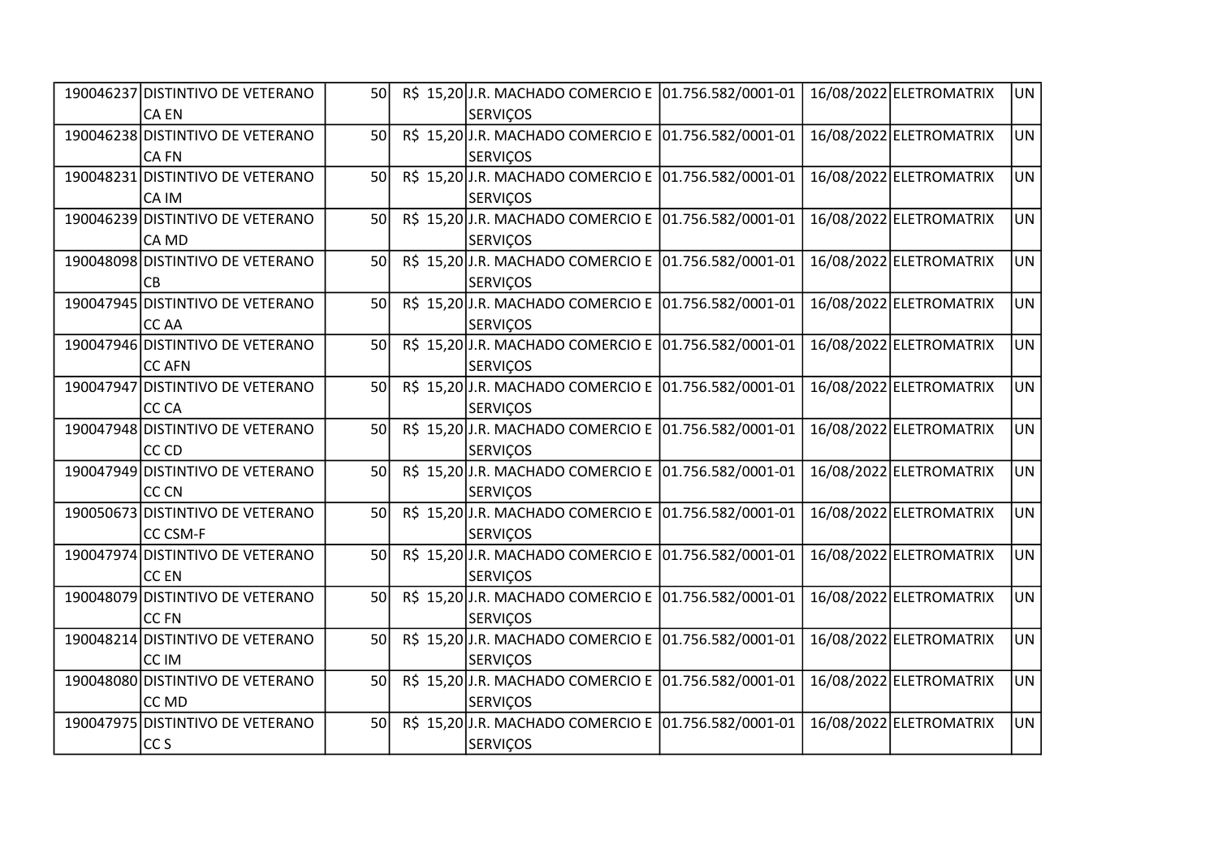| | | | | | | | | |
|---|---|---|---|---|---|---|---|---|
| 190046237 | DISTINTIVO DE VETERANO CA EN | 50 | R$ 15,20 | J.R. MACHADO COMERCIO E SERVIÇOS | 01.756.582/0001-01 | 16/08/2022 | ELETROMATRIX | UN |
| 190046238 | DISTINTIVO DE VETERANO CA FN | 50 | R$ 15,20 | J.R. MACHADO COMERCIO E SERVIÇOS | 01.756.582/0001-01 | 16/08/2022 | ELETROMATRIX | UN |
| 190048231 | DISTINTIVO DE VETERANO CA IM | 50 | R$ 15,20 | J.R. MACHADO COMERCIO E SERVIÇOS | 01.756.582/0001-01 | 16/08/2022 | ELETROMATRIX | UN |
| 190046239 | DISTINTIVO DE VETERANO CA MD | 50 | R$ 15,20 | J.R. MACHADO COMERCIO E SERVIÇOS | 01.756.582/0001-01 | 16/08/2022 | ELETROMATRIX | UN |
| 190048098 | DISTINTIVO DE VETERANO CB | 50 | R$ 15,20 | J.R. MACHADO COMERCIO E SERVIÇOS | 01.756.582/0001-01 | 16/08/2022 | ELETROMATRIX | UN |
| 190047945 | DISTINTIVO DE VETERANO CC AA | 50 | R$ 15,20 | J.R. MACHADO COMERCIO E SERVIÇOS | 01.756.582/0001-01 | 16/08/2022 | ELETROMATRIX | UN |
| 190047946 | DISTINTIVO DE VETERANO CC AFN | 50 | R$ 15,20 | J.R. MACHADO COMERCIO E SERVIÇOS | 01.756.582/0001-01 | 16/08/2022 | ELETROMATRIX | UN |
| 190047947 | DISTINTIVO DE VETERANO CC CA | 50 | R$ 15,20 | J.R. MACHADO COMERCIO E SERVIÇOS | 01.756.582/0001-01 | 16/08/2022 | ELETROMATRIX | UN |
| 190047948 | DISTINTIVO DE VETERANO CC CD | 50 | R$ 15,20 | J.R. MACHADO COMERCIO E SERVIÇOS | 01.756.582/0001-01 | 16/08/2022 | ELETROMATRIX | UN |
| 190047949 | DISTINTIVO DE VETERANO CC CN | 50 | R$ 15,20 | J.R. MACHADO COMERCIO E SERVIÇOS | 01.756.582/0001-01 | 16/08/2022 | ELETROMATRIX | UN |
| 190050673 | DISTINTIVO DE VETERANO CC CSM-F | 50 | R$ 15,20 | J.R. MACHADO COMERCIO E SERVIÇOS | 01.756.582/0001-01 | 16/08/2022 | ELETROMATRIX | UN |
| 190047974 | DISTINTIVO DE VETERANO CC EN | 50 | R$ 15,20 | J.R. MACHADO COMERCIO E SERVIÇOS | 01.756.582/0001-01 | 16/08/2022 | ELETROMATRIX | UN |
| 190048079 | DISTINTIVO DE VETERANO CC FN | 50 | R$ 15,20 | J.R. MACHADO COMERCIO E SERVIÇOS | 01.756.582/0001-01 | 16/08/2022 | ELETROMATRIX | UN |
| 190048214 | DISTINTIVO DE VETERANO CC IM | 50 | R$ 15,20 | J.R. MACHADO COMERCIO E SERVIÇOS | 01.756.582/0001-01 | 16/08/2022 | ELETROMATRIX | UN |
| 190048080 | DISTINTIVO DE VETERANO CC MD | 50 | R$ 15,20 | J.R. MACHADO COMERCIO E SERVIÇOS | 01.756.582/0001-01 | 16/08/2022 | ELETROMATRIX | UN |
| 190047975 | DISTINTIVO DE VETERANO CC S | 50 | R$ 15,20 | J.R. MACHADO COMERCIO E SERVIÇOS | 01.756.582/0001-01 | 16/08/2022 | ELETROMATRIX | UN |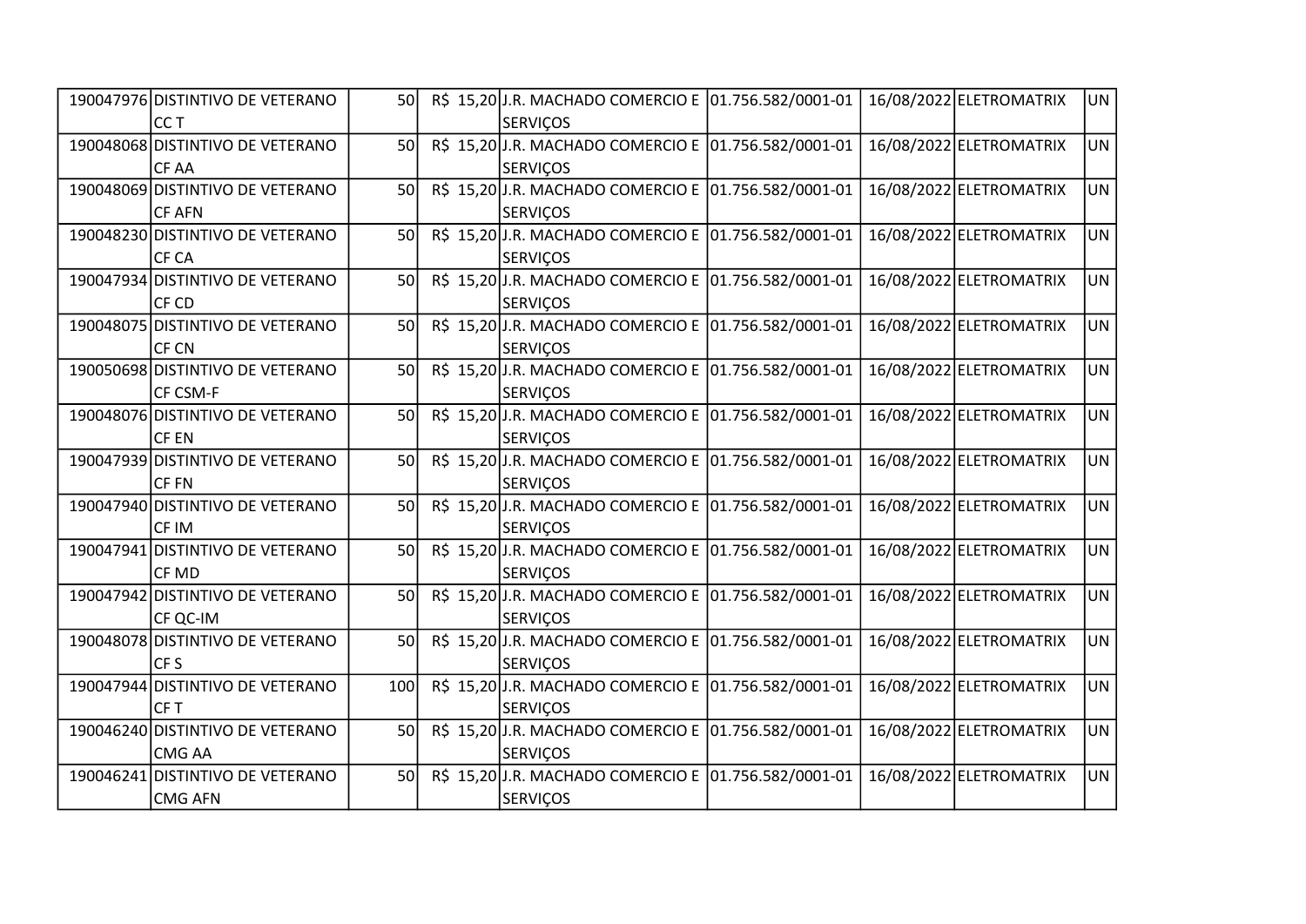| | | | | | | | | |
|---|---|---|---|---|---|---|---|---|
| 190047976 | DISTINTIVO DE VETERANO CC T | 50 | R$ 15,20 | J.R. MACHADO COMERCIO E SERVIÇOS | 01.756.582/0001-01 | 16/08/2022 | ELETROMATRIX | UN |
| 190048068 | DISTINTIVO DE VETERANO CF AA | 50 | R$ 15,20 | J.R. MACHADO COMERCIO E SERVIÇOS | 01.756.582/0001-01 | 16/08/2022 | ELETROMATRIX | UN |
| 190048069 | DISTINTIVO DE VETERANO CF AFN | 50 | R$ 15,20 | J.R. MACHADO COMERCIO E SERVIÇOS | 01.756.582/0001-01 | 16/08/2022 | ELETROMATRIX | UN |
| 190048230 | DISTINTIVO DE VETERANO CF CA | 50 | R$ 15,20 | J.R. MACHADO COMERCIO E SERVIÇOS | 01.756.582/0001-01 | 16/08/2022 | ELETROMATRIX | UN |
| 190047934 | DISTINTIVO DE VETERANO CF CD | 50 | R$ 15,20 | J.R. MACHADO COMERCIO E SERVIÇOS | 01.756.582/0001-01 | 16/08/2022 | ELETROMATRIX | UN |
| 190048075 | DISTINTIVO DE VETERANO CF CN | 50 | R$ 15,20 | J.R. MACHADO COMERCIO E SERVIÇOS | 01.756.582/0001-01 | 16/08/2022 | ELETROMATRIX | UN |
| 190050698 | DISTINTIVO DE VETERANO CF CSM-F | 50 | R$ 15,20 | J.R. MACHADO COMERCIO E SERVIÇOS | 01.756.582/0001-01 | 16/08/2022 | ELETROMATRIX | UN |
| 190048076 | DISTINTIVO DE VETERANO CF EN | 50 | R$ 15,20 | J.R. MACHADO COMERCIO E SERVIÇOS | 01.756.582/0001-01 | 16/08/2022 | ELETROMATRIX | UN |
| 190047939 | DISTINTIVO DE VETERANO CF FN | 50 | R$ 15,20 | J.R. MACHADO COMERCIO E SERVIÇOS | 01.756.582/0001-01 | 16/08/2022 | ELETROMATRIX | UN |
| 190047940 | DISTINTIVO DE VETERANO CF IM | 50 | R$ 15,20 | J.R. MACHADO COMERCIO E SERVIÇOS | 01.756.582/0001-01 | 16/08/2022 | ELETROMATRIX | UN |
| 190047941 | DISTINTIVO DE VETERANO CF MD | 50 | R$ 15,20 | J.R. MACHADO COMERCIO E SERVIÇOS | 01.756.582/0001-01 | 16/08/2022 | ELETROMATRIX | UN |
| 190047942 | DISTINTIVO DE VETERANO CF QC-IM | 50 | R$ 15,20 | J.R. MACHADO COMERCIO E SERVIÇOS | 01.756.582/0001-01 | 16/08/2022 | ELETROMATRIX | UN |
| 190048078 | DISTINTIVO DE VETERANO CF S | 50 | R$ 15,20 | J.R. MACHADO COMERCIO E SERVIÇOS | 01.756.582/0001-01 | 16/08/2022 | ELETROMATRIX | UN |
| 190047944 | DISTINTIVO DE VETERANO CF T | 100 | R$ 15,20 | J.R. MACHADO COMERCIO E SERVIÇOS | 01.756.582/0001-01 | 16/08/2022 | ELETROMATRIX | UN |
| 190046240 | DISTINTIVO DE VETERANO CMG AA | 50 | R$ 15,20 | J.R. MACHADO COMERCIO E SERVIÇOS | 01.756.582/0001-01 | 16/08/2022 | ELETROMATRIX | UN |
| 190046241 | DISTINTIVO DE VETERANO CMG AFN | 50 | R$ 15,20 | J.R. MACHADO COMERCIO E SERVIÇOS | 01.756.582/0001-01 | 16/08/2022 | ELETROMATRIX | UN |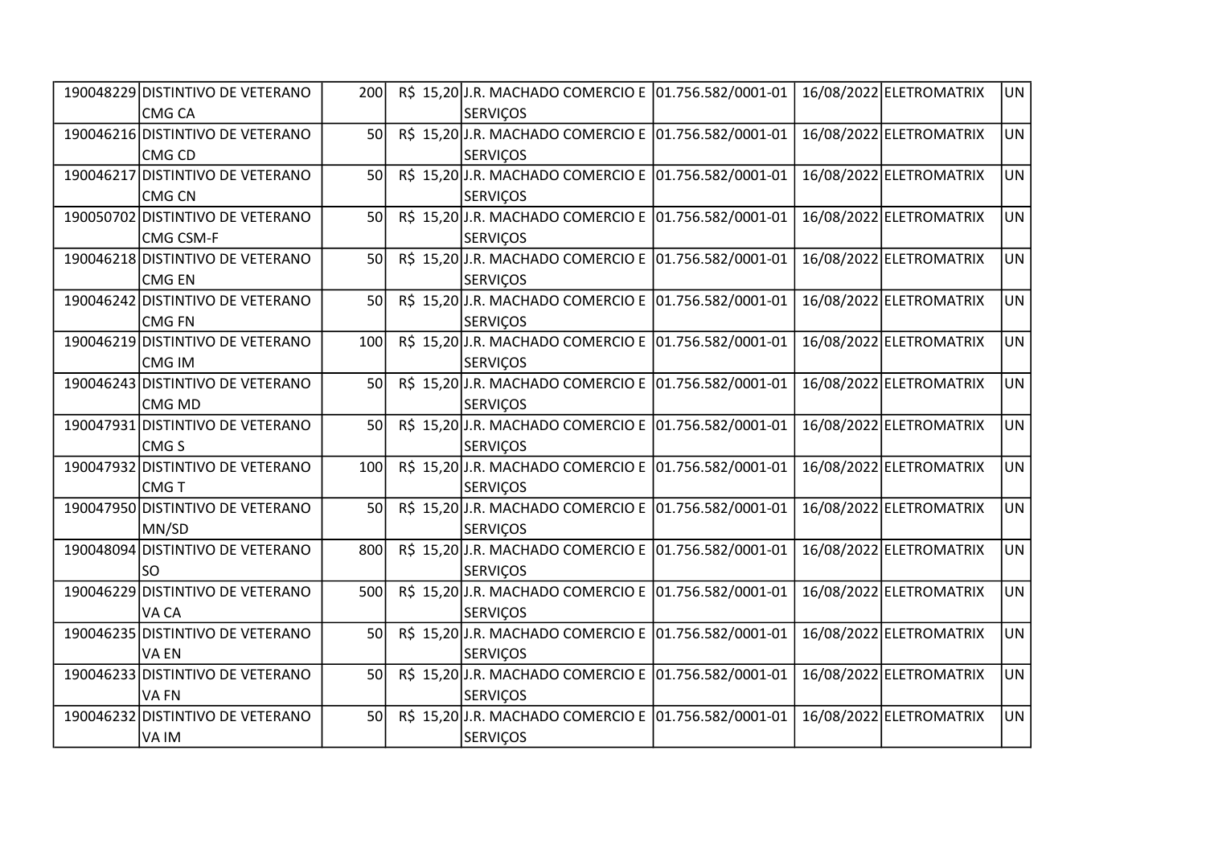| | | | | | | | | |
|---|---|---|---|---|---|---|---|---|
| 190048229 | DISTINTIVO DE VETERANO CMG CA | 200 | R$ 15,20 | J.R. MACHADO COMERCIO E SERVIÇOS | 01.756.582/0001-01 | 16/08/2022 | ELETROMATRIX | UN |
| 190046216 | DISTINTIVO DE VETERANO CMG CD | 50 | R$ 15,20 | J.R. MACHADO COMERCIO E SERVIÇOS | 01.756.582/0001-01 | 16/08/2022 | ELETROMATRIX | UN |
| 190046217 | DISTINTIVO DE VETERANO CMG CN | 50 | R$ 15,20 | J.R. MACHADO COMERCIO E SERVIÇOS | 01.756.582/0001-01 | 16/08/2022 | ELETROMATRIX | UN |
| 190050702 | DISTINTIVO DE VETERANO CMG CSM-F | 50 | R$ 15,20 | J.R. MACHADO COMERCIO E SERVIÇOS | 01.756.582/0001-01 | 16/08/2022 | ELETROMATRIX | UN |
| 190046218 | DISTINTIVO DE VETERANO CMG EN | 50 | R$ 15,20 | J.R. MACHADO COMERCIO E SERVIÇOS | 01.756.582/0001-01 | 16/08/2022 | ELETROMATRIX | UN |
| 190046242 | DISTINTIVO DE VETERANO CMG FN | 50 | R$ 15,20 | J.R. MACHADO COMERCIO E SERVIÇOS | 01.756.582/0001-01 | 16/08/2022 | ELETROMATRIX | UN |
| 190046219 | DISTINTIVO DE VETERANO CMG IM | 100 | R$ 15,20 | J.R. MACHADO COMERCIO E SERVIÇOS | 01.756.582/0001-01 | 16/08/2022 | ELETROMATRIX | UN |
| 190046243 | DISTINTIVO DE VETERANO CMG MD | 50 | R$ 15,20 | J.R. MACHADO COMERCIO E SERVIÇOS | 01.756.582/0001-01 | 16/08/2022 | ELETROMATRIX | UN |
| 190047931 | DISTINTIVO DE VETERANO CMG S | 50 | R$ 15,20 | J.R. MACHADO COMERCIO E SERVIÇOS | 01.756.582/0001-01 | 16/08/2022 | ELETROMATRIX | UN |
| 190047932 | DISTINTIVO DE VETERANO CMG T | 100 | R$ 15,20 | J.R. MACHADO COMERCIO E SERVIÇOS | 01.756.582/0001-01 | 16/08/2022 | ELETROMATRIX | UN |
| 190047950 | DISTINTIVO DE VETERANO MN/SD | 50 | R$ 15,20 | J.R. MACHADO COMERCIO E SERVIÇOS | 01.756.582/0001-01 | 16/08/2022 | ELETROMATRIX | UN |
| 190048094 | DISTINTIVO DE VETERANO SO | 800 | R$ 15,20 | J.R. MACHADO COMERCIO E SERVIÇOS | 01.756.582/0001-01 | 16/08/2022 | ELETROMATRIX | UN |
| 190046229 | DISTINTIVO DE VETERANO VA CA | 500 | R$ 15,20 | J.R. MACHADO COMERCIO E SERVIÇOS | 01.756.582/0001-01 | 16/08/2022 | ELETROMATRIX | UN |
| 190046235 | DISTINTIVO DE VETERANO VA EN | 50 | R$ 15,20 | J.R. MACHADO COMERCIO E SERVIÇOS | 01.756.582/0001-01 | 16/08/2022 | ELETROMATRIX | UN |
| 190046233 | DISTINTIVO DE VETERANO VA FN | 50 | R$ 15,20 | J.R. MACHADO COMERCIO E SERVIÇOS | 01.756.582/0001-01 | 16/08/2022 | ELETROMATRIX | UN |
| 190046232 | DISTINTIVO DE VETERANO VA IM | 50 | R$ 15,20 | J.R. MACHADO COMERCIO E SERVIÇOS | 01.756.582/0001-01 | 16/08/2022 | ELETROMATRIX | UN |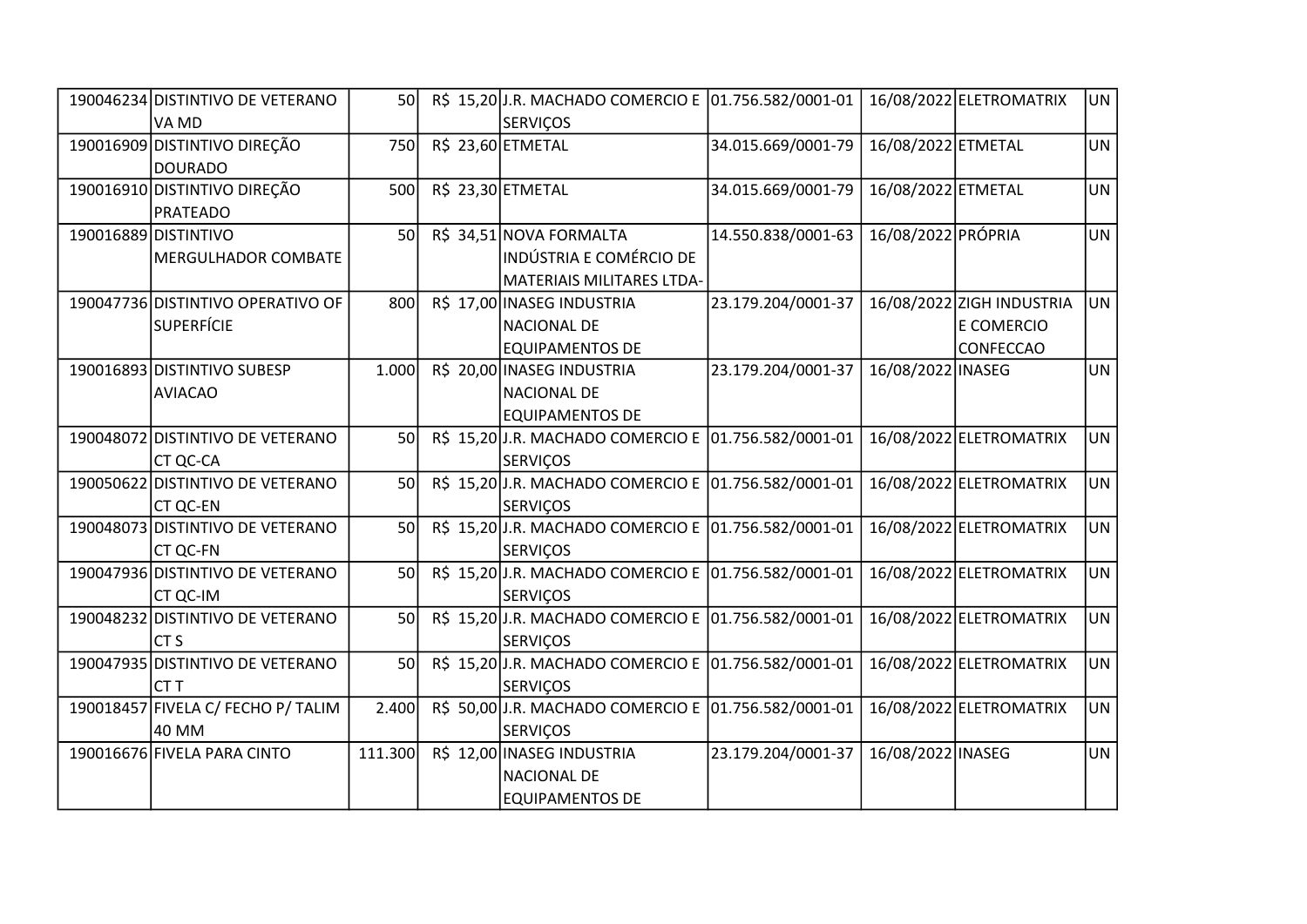| | | | | | | | | |
|---|---|---|---|---|---|---|---|---|
| 190046234 | DISTINTIVO DE VETERANO VA MD | 50 | R$ 15,20 | J.R. MACHADO COMERCIO E SERVIÇOS | 01.756.582/0001-01 | 16/08/2022 | ELETROMATRIX | UN |
| 190016909 | DISTINTIVO DIREÇÃO DOURADO | 750 | R$ 23,60 | ETMETAL | 34.015.669/0001-79 | 16/08/2022 | ETMETAL | UN |
| 190016910 | DISTINTIVO DIREÇÃO PRATEADO | 500 | R$ 23,30 | ETMETAL | 34.015.669/0001-79 | 16/08/2022 | ETMETAL | UN |
| 190016889 | DISTINTIVO MERGULHADOR COMBATE | 50 | R$ 34,51 | NOVA FORMALTA INDÚSTRIA E COMÉRCIO DE MATERIAIS MILITARES LTDA- | 14.550.838/0001-63 | 16/08/2022 | PRÓPRIA | UN |
| 190047736 | DISTINTIVO OPERATIVO OF SUPERFÍCIE | 800 | R$ 17,00 | INASEG INDUSTRIA NACIONAL DE EQUIPAMENTOS DE | 23.179.204/0001-37 | 16/08/2022 | ZIGH INDUSTRIA E COMERCIO CONFECCAO | UN |
| 190016893 | DISTINTIVO SUBESP AVIACAO | 1.000 | R$ 20,00 | INASEG INDUSTRIA NACIONAL DE EQUIPAMENTOS DE | 23.179.204/0001-37 | 16/08/2022 | INASEG | UN |
| 190048072 | DISTINTIVO DE VETERANO CT QC-CA | 50 | R$ 15,20 | J.R. MACHADO COMERCIO E SERVIÇOS | 01.756.582/0001-01 | 16/08/2022 | ELETROMATRIX | UN |
| 190050622 | DISTINTIVO DE VETERANO CT QC-EN | 50 | R$ 15,20 | J.R. MACHADO COMERCIO E SERVIÇOS | 01.756.582/0001-01 | 16/08/2022 | ELETROMATRIX | UN |
| 190048073 | DISTINTIVO DE VETERANO CT QC-FN | 50 | R$ 15,20 | J.R. MACHADO COMERCIO E SERVIÇOS | 01.756.582/0001-01 | 16/08/2022 | ELETROMATRIX | UN |
| 190047936 | DISTINTIVO DE VETERANO CT QC-IM | 50 | R$ 15,20 | J.R. MACHADO COMERCIO E SERVIÇOS | 01.756.582/0001-01 | 16/08/2022 | ELETROMATRIX | UN |
| 190048232 | DISTINTIVO DE VETERANO CT S | 50 | R$ 15,20 | J.R. MACHADO COMERCIO E SERVIÇOS | 01.756.582/0001-01 | 16/08/2022 | ELETROMATRIX | UN |
| 190047935 | DISTINTIVO DE VETERANO CT T | 50 | R$ 15,20 | J.R. MACHADO COMERCIO E SERVIÇOS | 01.756.582/0001-01 | 16/08/2022 | ELETROMATRIX | UN |
| 190018457 | FIVELA C/ FECHO P/ TALIM 40 MM | 2.400 | R$ 50,00 | J.R. MACHADO COMERCIO E SERVIÇOS | 01.756.582/0001-01 | 16/08/2022 | ELETROMATRIX | UN |
| 190016676 | FIVELA PARA CINTO | 111.300 | R$ 12,00 | INASEG INDUSTRIA NACIONAL DE EQUIPAMENTOS DE | 23.179.204/0001-37 | 16/08/2022 | INASEG | UN |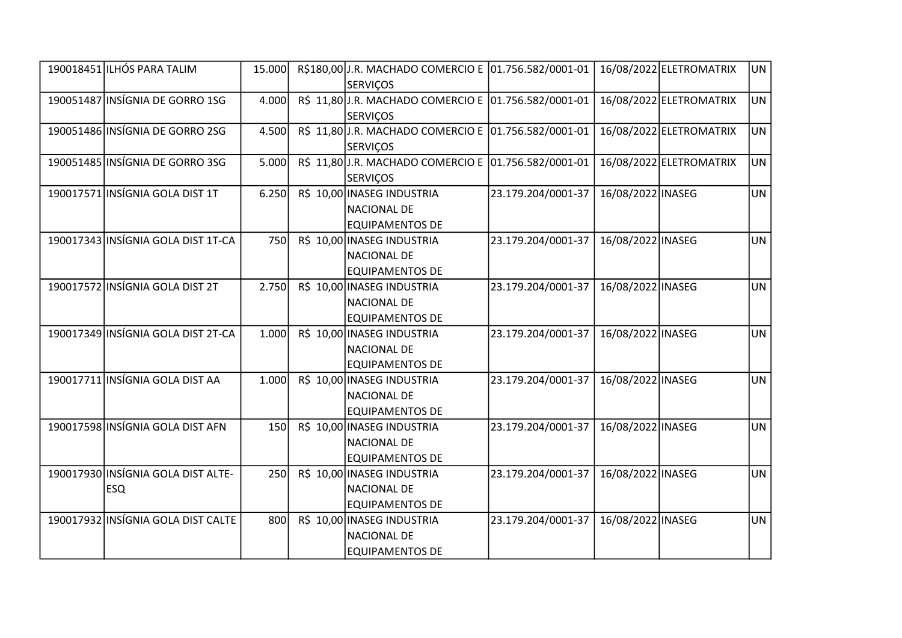| | | | | | | | | |
|---|---|---|---|---|---|---|---|---|
| 190018451 | ILHÓS PARA TALIM | 15.000 | R$180,00 | J.R. MACHADO COMERCIO E SERVIÇOS | 01.756.582/0001-01 | 16/08/2022 | ELETROMATRIX | UN |
| 190051487 | INSÍGNIA DE GORRO 1SG | 4.000 | R$ 11,80 | J.R. MACHADO COMERCIO E SERVIÇOS | 01.756.582/0001-01 | 16/08/2022 | ELETROMATRIX | UN |
| 190051486 | INSÍGNIA DE GORRO 2SG | 4.500 | R$ 11,80 | J.R. MACHADO COMERCIO E SERVIÇOS | 01.756.582/0001-01 | 16/08/2022 | ELETROMATRIX | UN |
| 190051485 | INSÍGNIA DE GORRO 3SG | 5.000 | R$ 11,80 | J.R. MACHADO COMERCIO E SERVIÇOS | 01.756.582/0001-01 | 16/08/2022 | ELETROMATRIX | UN |
| 190017571 | INSÍGNIA GOLA DIST 1T | 6.250 | R$ 10,00 | INASEG INDUSTRIA NACIONAL DE EQUIPAMENTOS DE | 23.179.204/0001-37 | 16/08/2022 | INASEG | UN |
| 190017343 | INSÍGNIA GOLA DIST 1T-CA | 750 | R$ 10,00 | INASEG INDUSTRIA NACIONAL DE EQUIPAMENTOS DE | 23.179.204/0001-37 | 16/08/2022 | INASEG | UN |
| 190017572 | INSÍGNIA GOLA DIST 2T | 2.750 | R$ 10,00 | INASEG INDUSTRIA NACIONAL DE EQUIPAMENTOS DE | 23.179.204/0001-37 | 16/08/2022 | INASEG | UN |
| 190017349 | INSÍGNIA GOLA DIST 2T-CA | 1.000 | R$ 10,00 | INASEG INDUSTRIA NACIONAL DE EQUIPAMENTOS DE | 23.179.204/0001-37 | 16/08/2022 | INASEG | UN |
| 190017711 | INSÍGNIA GOLA DIST AA | 1.000 | R$ 10,00 | INASEG INDUSTRIA NACIONAL DE EQUIPAMENTOS DE | 23.179.204/0001-37 | 16/08/2022 | INASEG | UN |
| 190017598 | INSÍGNIA GOLA DIST AFN | 150 | R$ 10,00 | INASEG INDUSTRIA NACIONAL DE EQUIPAMENTOS DE | 23.179.204/0001-37 | 16/08/2022 | INASEG | UN |
| 190017930 | INSÍGNIA GOLA DIST ALTE-ESQ | 250 | R$ 10,00 | INASEG INDUSTRIA NACIONAL DE EQUIPAMENTOS DE | 23.179.204/0001-37 | 16/08/2022 | INASEG | UN |
| 190017932 | INSÍGNIA GOLA DIST CALTE | 800 | R$ 10,00 | INASEG INDUSTRIA NACIONAL DE EQUIPAMENTOS DE | 23.179.204/0001-37 | 16/08/2022 | INASEG | UN |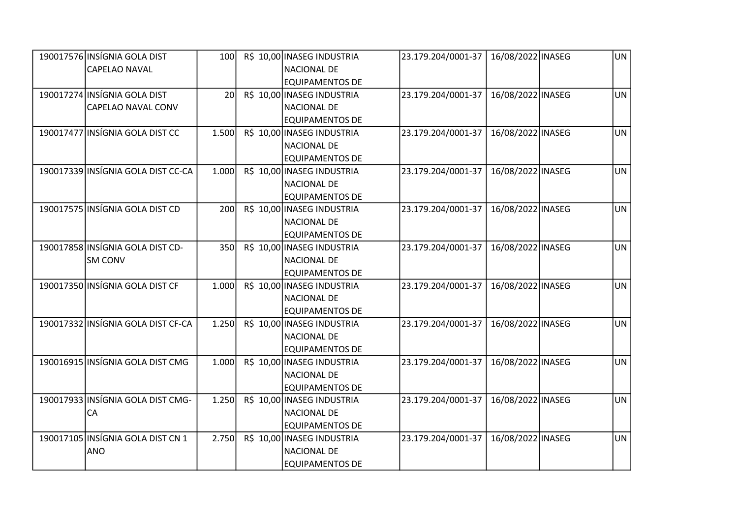| | | | | | | | | | |
|---|---|---|---|---|---|---|---|---|---|
| 190017576 | INSÍGNIA GOLA DIST CAPELAO NAVAL | 100 | R$ 10,00 | INASEG INDUSTRIA NACIONAL DE EQUIPAMENTOS DE | 23.179.204/0001-37 | 16/08/2022 | INASEG | | UN |
| 190017274 | INSÍGNIA GOLA DIST CAPELAO NAVAL CONV | 20 | R$ 10,00 | INASEG INDUSTRIA NACIONAL DE EQUIPAMENTOS DE | 23.179.204/0001-37 | 16/08/2022 | INASEG | | UN |
| 190017477 | INSÍGNIA GOLA DIST CC | 1.500 | R$ 10,00 | INASEG INDUSTRIA NACIONAL DE EQUIPAMENTOS DE | 23.179.204/0001-37 | 16/08/2022 | INASEG | | UN |
| 190017339 | INSÍGNIA GOLA DIST CC-CA | 1.000 | R$ 10,00 | INASEG INDUSTRIA NACIONAL DE EQUIPAMENTOS DE | 23.179.204/0001-37 | 16/08/2022 | INASEG | | UN |
| 190017575 | INSÍGNIA GOLA DIST CD | 200 | R$ 10,00 | INASEG INDUSTRIA NACIONAL DE EQUIPAMENTOS DE | 23.179.204/0001-37 | 16/08/2022 | INASEG | | UN |
| 190017858 | INSÍGNIA GOLA DIST CD-SM CONV | 350 | R$ 10,00 | INASEG INDUSTRIA NACIONAL DE EQUIPAMENTOS DE | 23.179.204/0001-37 | 16/08/2022 | INASEG | | UN |
| 190017350 | INSÍGNIA GOLA DIST CF | 1.000 | R$ 10,00 | INASEG INDUSTRIA NACIONAL DE EQUIPAMENTOS DE | 23.179.204/0001-37 | 16/08/2022 | INASEG | | UN |
| 190017332 | INSÍGNIA GOLA DIST CF-CA | 1.250 | R$ 10,00 | INASEG INDUSTRIA NACIONAL DE EQUIPAMENTOS DE | 23.179.204/0001-37 | 16/08/2022 | INASEG | | UN |
| 190016915 | INSÍGNIA GOLA DIST CMG | 1.000 | R$ 10,00 | INASEG INDUSTRIA NACIONAL DE EQUIPAMENTOS DE | 23.179.204/0001-37 | 16/08/2022 | INASEG | | UN |
| 190017933 | INSÍGNIA GOLA DIST CMG-CA | 1.250 | R$ 10,00 | INASEG INDUSTRIA NACIONAL DE EQUIPAMENTOS DE | 23.179.204/0001-37 | 16/08/2022 | INASEG | | UN |
| 190017105 | INSÍGNIA GOLA DIST CN 1 ANO | 2.750 | R$ 10,00 | INASEG INDUSTRIA NACIONAL DE EQUIPAMENTOS DE | 23.179.204/0001-37 | 16/08/2022 | INASEG | | UN |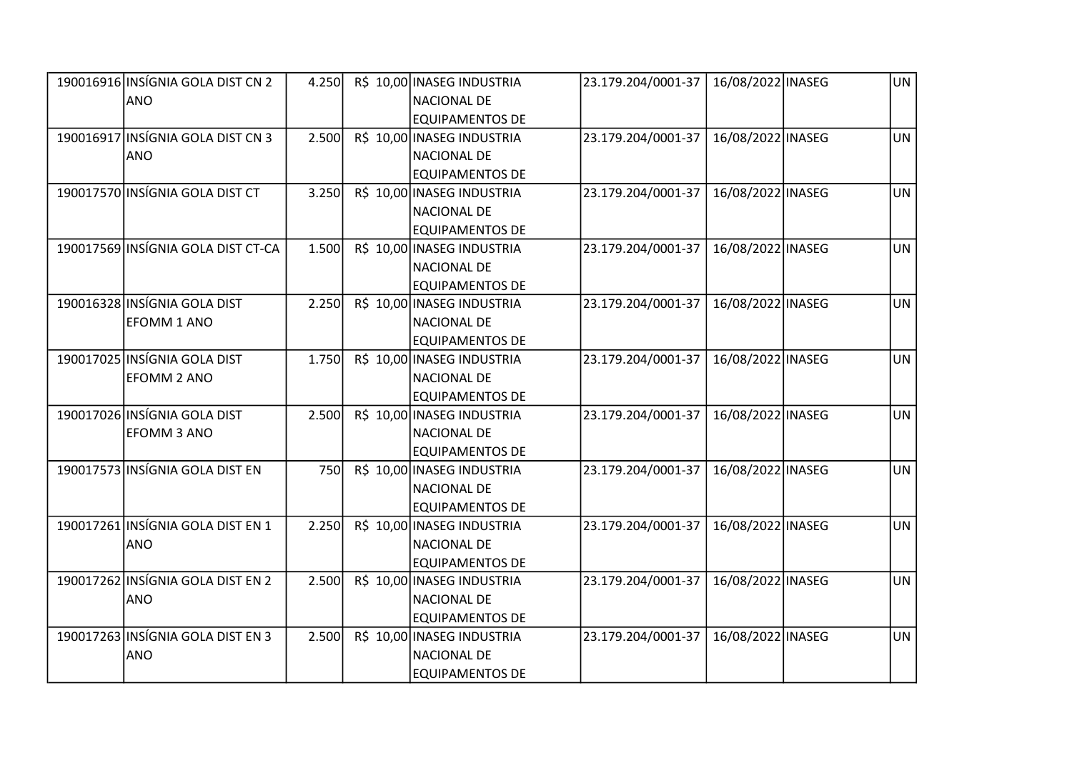| | | | | | | | | |
|---|---|---|---|---|---|---|---|---|
| 190016916 | INSÍGNIA GOLA DIST CN 2 ANO | 4.250 | R$ 10,00 | INASEG INDUSTRIA NACIONAL DE EQUIPAMENTOS DE | 23.179.204/0001-37 | 16/08/2022 | INASEG | UN |
| 190016917 | INSÍGNIA GOLA DIST CN 3 ANO | 2.500 | R$ 10,00 | INASEG INDUSTRIA NACIONAL DE EQUIPAMENTOS DE | 23.179.204/0001-37 | 16/08/2022 | INASEG | UN |
| 190017570 | INSÍGNIA GOLA DIST CT | 3.250 | R$ 10,00 | INASEG INDUSTRIA NACIONAL DE EQUIPAMENTOS DE | 23.179.204/0001-37 | 16/08/2022 | INASEG | UN |
| 190017569 | INSÍGNIA GOLA DIST CT-CA | 1.500 | R$ 10,00 | INASEG INDUSTRIA NACIONAL DE EQUIPAMENTOS DE | 23.179.204/0001-37 | 16/08/2022 | INASEG | UN |
| 190016328 | INSÍGNIA GOLA DIST EFOMM 1 ANO | 2.250 | R$ 10,00 | INASEG INDUSTRIA NACIONAL DE EQUIPAMENTOS DE | 23.179.204/0001-37 | 16/08/2022 | INASEG | UN |
| 190017025 | INSÍGNIA GOLA DIST EFOMM 2 ANO | 1.750 | R$ 10,00 | INASEG INDUSTRIA NACIONAL DE EQUIPAMENTOS DE | 23.179.204/0001-37 | 16/08/2022 | INASEG | UN |
| 190017026 | INSÍGNIA GOLA DIST EFOMM 3 ANO | 2.500 | R$ 10,00 | INASEG INDUSTRIA NACIONAL DE EQUIPAMENTOS DE | 23.179.204/0001-37 | 16/08/2022 | INASEG | UN |
| 190017573 | INSÍGNIA GOLA DIST EN | 750 | R$ 10,00 | INASEG INDUSTRIA NACIONAL DE EQUIPAMENTOS DE | 23.179.204/0001-37 | 16/08/2022 | INASEG | UN |
| 190017261 | INSÍGNIA GOLA DIST EN 1 ANO | 2.250 | R$ 10,00 | INASEG INDUSTRIA NACIONAL DE EQUIPAMENTOS DE | 23.179.204/0001-37 | 16/08/2022 | INASEG | UN |
| 190017262 | INSÍGNIA GOLA DIST EN 2 ANO | 2.500 | R$ 10,00 | INASEG INDUSTRIA NACIONAL DE EQUIPAMENTOS DE | 23.179.204/0001-37 | 16/08/2022 | INASEG | UN |
| 190017263 | INSÍGNIA GOLA DIST EN 3 ANO | 2.500 | R$ 10,00 | INASEG INDUSTRIA NACIONAL DE EQUIPAMENTOS DE | 23.179.204/0001-37 | 16/08/2022 | INASEG | UN |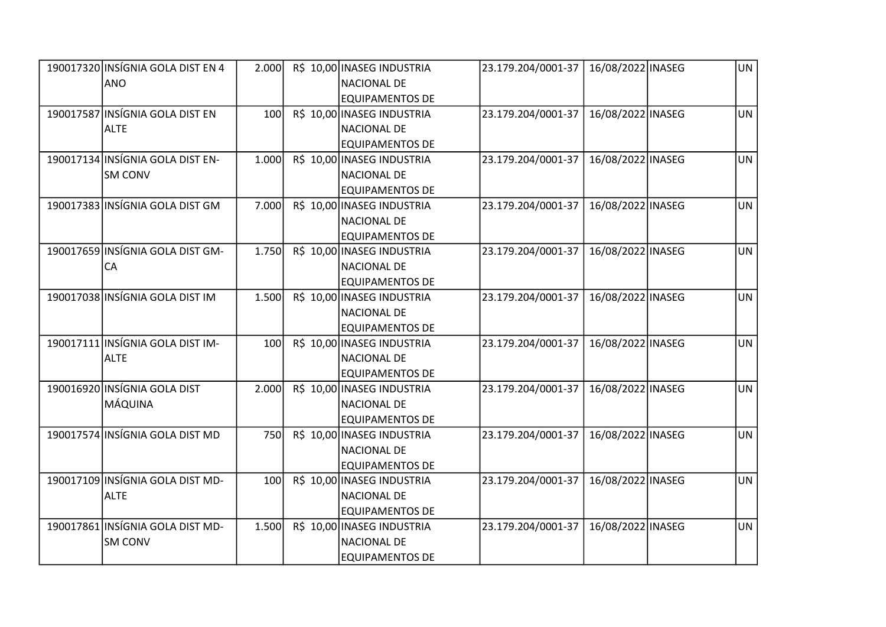| | | | | | | | | |
|---|---|---|---|---|---|---|---|---|
| 190017320 | INSÍGNIA GOLA DIST EN 4 ANO | 2.000 | R$ 10,00 | INASEG INDUSTRIA NACIONAL DE EQUIPAMENTOS DE | 23.179.204/0001-37 | 16/08/2022 | INASEG | UN |
| 190017587 | INSÍGNIA GOLA DIST EN ALTE | 100 | R$ 10,00 | INASEG INDUSTRIA NACIONAL DE EQUIPAMENTOS DE | 23.179.204/0001-37 | 16/08/2022 | INASEG | UN |
| 190017134 | INSÍGNIA GOLA DIST EN-SM CONV | 1.000 | R$ 10,00 | INASEG INDUSTRIA NACIONAL DE EQUIPAMENTOS DE | 23.179.204/0001-37 | 16/08/2022 | INASEG | UN |
| 190017383 | INSÍGNIA GOLA DIST GM | 7.000 | R$ 10,00 | INASEG INDUSTRIA NACIONAL DE EQUIPAMENTOS DE | 23.179.204/0001-37 | 16/08/2022 | INASEG | UN |
| 190017659 | INSÍGNIA GOLA DIST GM-CA | 1.750 | R$ 10,00 | INASEG INDUSTRIA NACIONAL DE EQUIPAMENTOS DE | 23.179.204/0001-37 | 16/08/2022 | INASEG | UN |
| 190017038 | INSÍGNIA GOLA DIST IM | 1.500 | R$ 10,00 | INASEG INDUSTRIA NACIONAL DE EQUIPAMENTOS DE | 23.179.204/0001-37 | 16/08/2022 | INASEG | UN |
| 190017111 | INSÍGNIA GOLA DIST IM-ALTE | 100 | R$ 10,00 | INASEG INDUSTRIA NACIONAL DE EQUIPAMENTOS DE | 23.179.204/0001-37 | 16/08/2022 | INASEG | UN |
| 190016920 | INSÍGNIA GOLA DIST MÁQUINA | 2.000 | R$ 10,00 | INASEG INDUSTRIA NACIONAL DE EQUIPAMENTOS DE | 23.179.204/0001-37 | 16/08/2022 | INASEG | UN |
| 190017574 | INSÍGNIA GOLA DIST MD | 750 | R$ 10,00 | INASEG INDUSTRIA NACIONAL DE EQUIPAMENTOS DE | 23.179.204/0001-37 | 16/08/2022 | INASEG | UN |
| 190017109 | INSÍGNIA GOLA DIST MD-ALTE | 100 | R$ 10,00 | INASEG INDUSTRIA NACIONAL DE EQUIPAMENTOS DE | 23.179.204/0001-37 | 16/08/2022 | INASEG | UN |
| 190017861 | INSÍGNIA GOLA DIST MD-SM CONV | 1.500 | R$ 10,00 | INASEG INDUSTRIA NACIONAL DE EQUIPAMENTOS DE | 23.179.204/0001-37 | 16/08/2022 | INASEG | UN |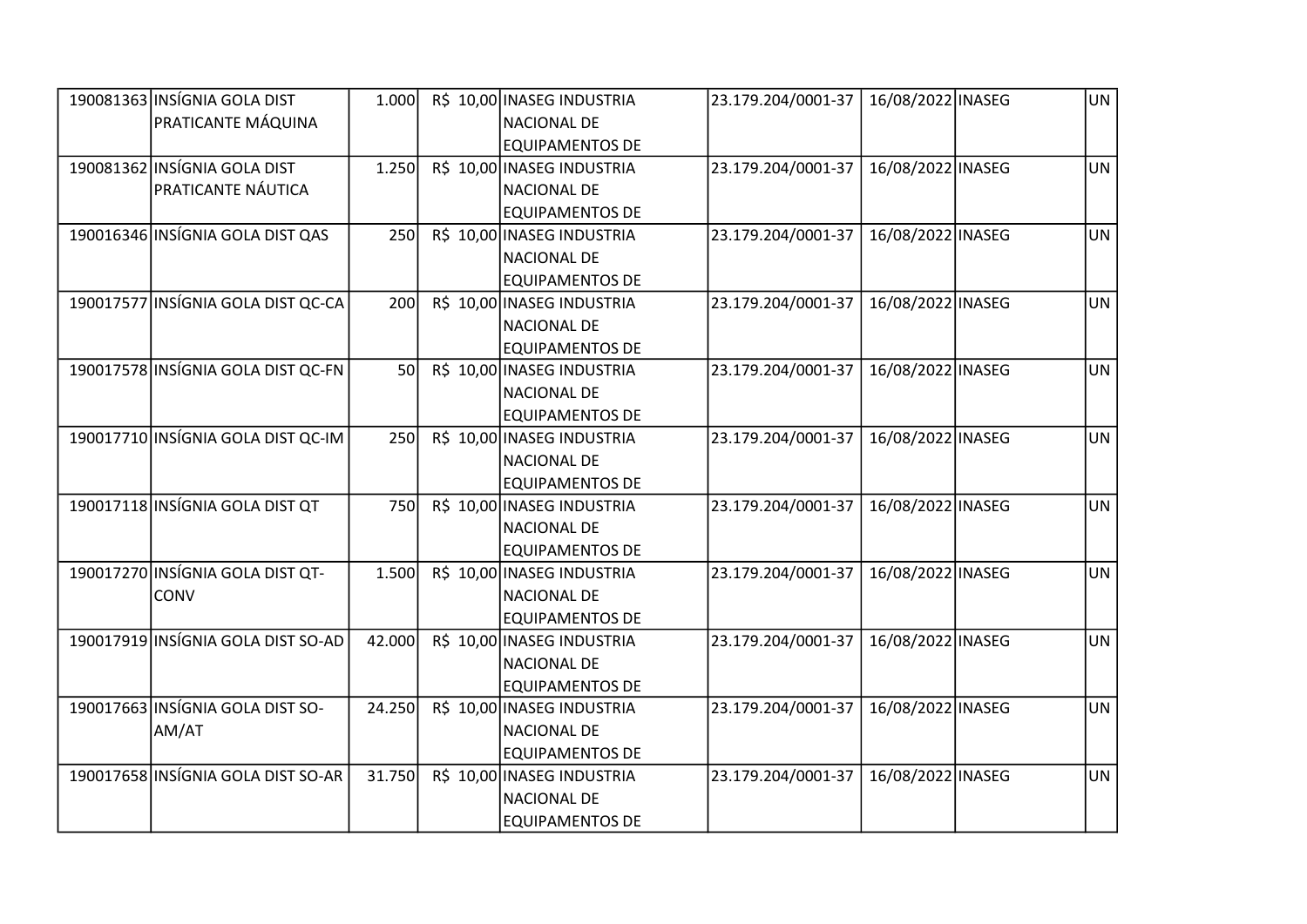| | | | | | | | | | |
|---|---|---|---|---|---|---|---|---|---|
| 190081363 | INSÍGNIA GOLA DIST PRATICANTE MÁQUINA | 1.000 | R$ 10,00 | INASEG INDUSTRIA NACIONAL DE EQUIPAMENTOS DE | 23.179.204/0001-37 | 16/08/2022 | INASEG | | UN |
| 190081362 | INSÍGNIA GOLA DIST PRATICANTE NÁUTICA | 1.250 | R$ 10,00 | INASEG INDUSTRIA NACIONAL DE EQUIPAMENTOS DE | 23.179.204/0001-37 | 16/08/2022 | INASEG | | UN |
| 190016346 | INSÍGNIA GOLA DIST QAS | 250 | R$ 10,00 | INASEG INDUSTRIA NACIONAL DE EQUIPAMENTOS DE | 23.179.204/0001-37 | 16/08/2022 | INASEG | | UN |
| 190017577 | INSÍGNIA GOLA DIST QC-CA | 200 | R$ 10,00 | INASEG INDUSTRIA NACIONAL DE EQUIPAMENTOS DE | 23.179.204/0001-37 | 16/08/2022 | INASEG | | UN |
| 190017578 | INSÍGNIA GOLA DIST QC-FN | 50 | R$ 10,00 | INASEG INDUSTRIA NACIONAL DE EQUIPAMENTOS DE | 23.179.204/0001-37 | 16/08/2022 | INASEG | | UN |
| 190017710 | INSÍGNIA GOLA DIST QC-IM | 250 | R$ 10,00 | INASEG INDUSTRIA NACIONAL DE EQUIPAMENTOS DE | 23.179.204/0001-37 | 16/08/2022 | INASEG | | UN |
| 190017118 | INSÍGNIA GOLA DIST QT | 750 | R$ 10,00 | INASEG INDUSTRIA NACIONAL DE EQUIPAMENTOS DE | 23.179.204/0001-37 | 16/08/2022 | INASEG | | UN |
| 190017270 | INSÍGNIA GOLA DIST QT-CONV | 1.500 | R$ 10,00 | INASEG INDUSTRIA NACIONAL DE EQUIPAMENTOS DE | 23.179.204/0001-37 | 16/08/2022 | INASEG | | UN |
| 190017919 | INSÍGNIA GOLA DIST SO-AD | 42.000 | R$ 10,00 | INASEG INDUSTRIA NACIONAL DE EQUIPAMENTOS DE | 23.179.204/0001-37 | 16/08/2022 | INASEG | | UN |
| 190017663 | INSÍGNIA GOLA DIST SO-AM/AT | 24.250 | R$ 10,00 | INASEG INDUSTRIA NACIONAL DE EQUIPAMENTOS DE | 23.179.204/0001-37 | 16/08/2022 | INASEG | | UN |
| 190017658 | INSÍGNIA GOLA DIST SO-AR | 31.750 | R$ 10,00 | INASEG INDUSTRIA NACIONAL DE EQUIPAMENTOS DE | 23.179.204/0001-37 | 16/08/2022 | INASEG | | UN |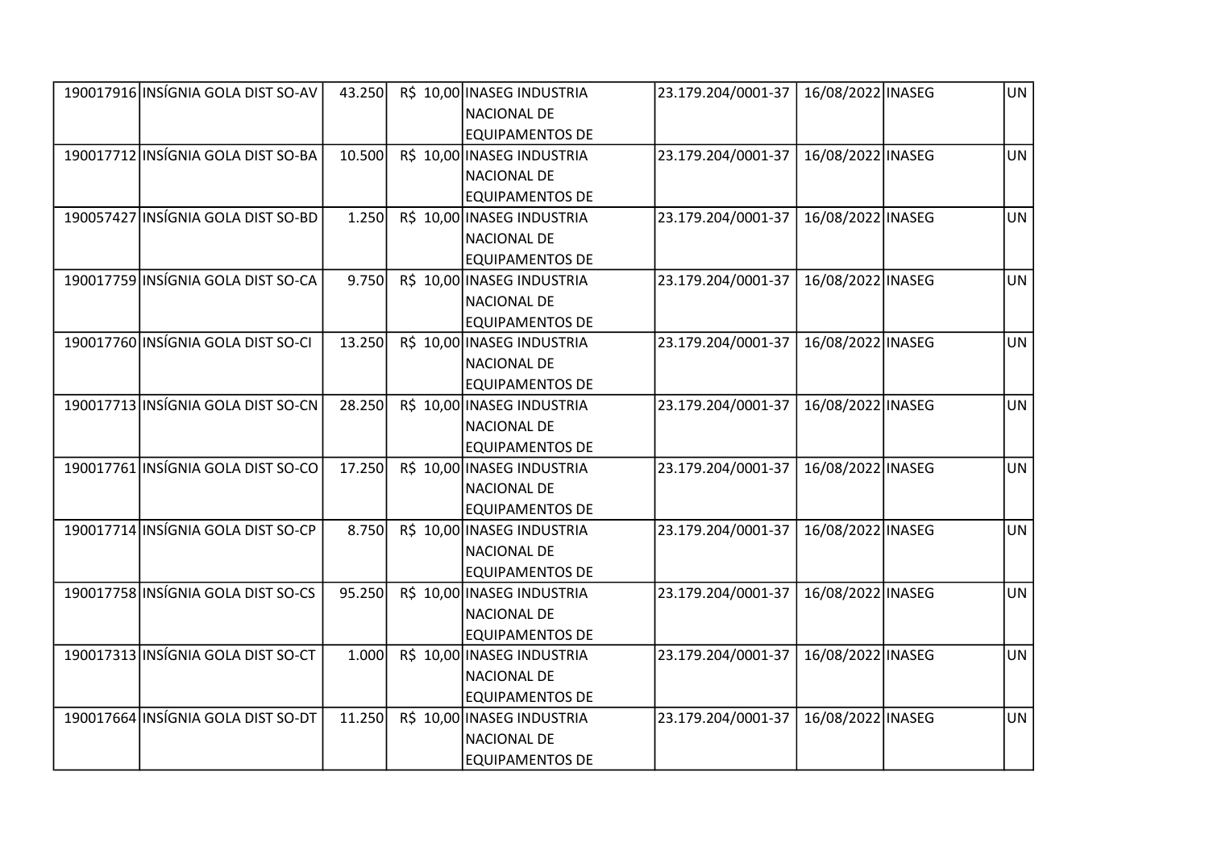| | | | | | | | | |
|---|---|---|---|---|---|---|---|---|
| 190017916 | INSÍGNIA GOLA DIST SO-AV | 43.250 | R$ 10,00 | INASEG INDUSTRIA NACIONAL DE EQUIPAMENTOS DE | 23.179.204/0001-37 | 16/08/2022 | INASEG | UN |
| 190017712 | INSÍGNIA GOLA DIST SO-BA | 10.500 | R$ 10,00 | INASEG INDUSTRIA NACIONAL DE EQUIPAMENTOS DE | 23.179.204/0001-37 | 16/08/2022 | INASEG | UN |
| 190057427 | INSÍGNIA GOLA DIST SO-BD | 1.250 | R$ 10,00 | INASEG INDUSTRIA NACIONAL DE EQUIPAMENTOS DE | 23.179.204/0001-37 | 16/08/2022 | INASEG | UN |
| 190017759 | INSÍGNIA GOLA DIST SO-CA | 9.750 | R$ 10,00 | INASEG INDUSTRIA NACIONAL DE EQUIPAMENTOS DE | 23.179.204/0001-37 | 16/08/2022 | INASEG | UN |
| 190017760 | INSÍGNIA GOLA DIST SO-CI | 13.250 | R$ 10,00 | INASEG INDUSTRIA NACIONAL DE EQUIPAMENTOS DE | 23.179.204/0001-37 | 16/08/2022 | INASEG | UN |
| 190017713 | INSÍGNIA GOLA DIST SO-CN | 28.250 | R$ 10,00 | INASEG INDUSTRIA NACIONAL DE EQUIPAMENTOS DE | 23.179.204/0001-37 | 16/08/2022 | INASEG | UN |
| 190017761 | INSÍGNIA GOLA DIST SO-CO | 17.250 | R$ 10,00 | INASEG INDUSTRIA NACIONAL DE EQUIPAMENTOS DE | 23.179.204/0001-37 | 16/08/2022 | INASEG | UN |
| 190017714 | INSÍGNIA GOLA DIST SO-CP | 8.750 | R$ 10,00 | INASEG INDUSTRIA NACIONAL DE EQUIPAMENTOS DE | 23.179.204/0001-37 | 16/08/2022 | INASEG | UN |
| 190017758 | INSÍGNIA GOLA DIST SO-CS | 95.250 | R$ 10,00 | INASEG INDUSTRIA NACIONAL DE EQUIPAMENTOS DE | 23.179.204/0001-37 | 16/08/2022 | INASEG | UN |
| 190017313 | INSÍGNIA GOLA DIST SO-CT | 1.000 | R$ 10,00 | INASEG INDUSTRIA NACIONAL DE EQUIPAMENTOS DE | 23.179.204/0001-37 | 16/08/2022 | INASEG | UN |
| 190017664 | INSÍGNIA GOLA DIST SO-DT | 11.250 | R$ 10,00 | INASEG INDUSTRIA NACIONAL DE EQUIPAMENTOS DE | 23.179.204/0001-37 | 16/08/2022 | INASEG | UN |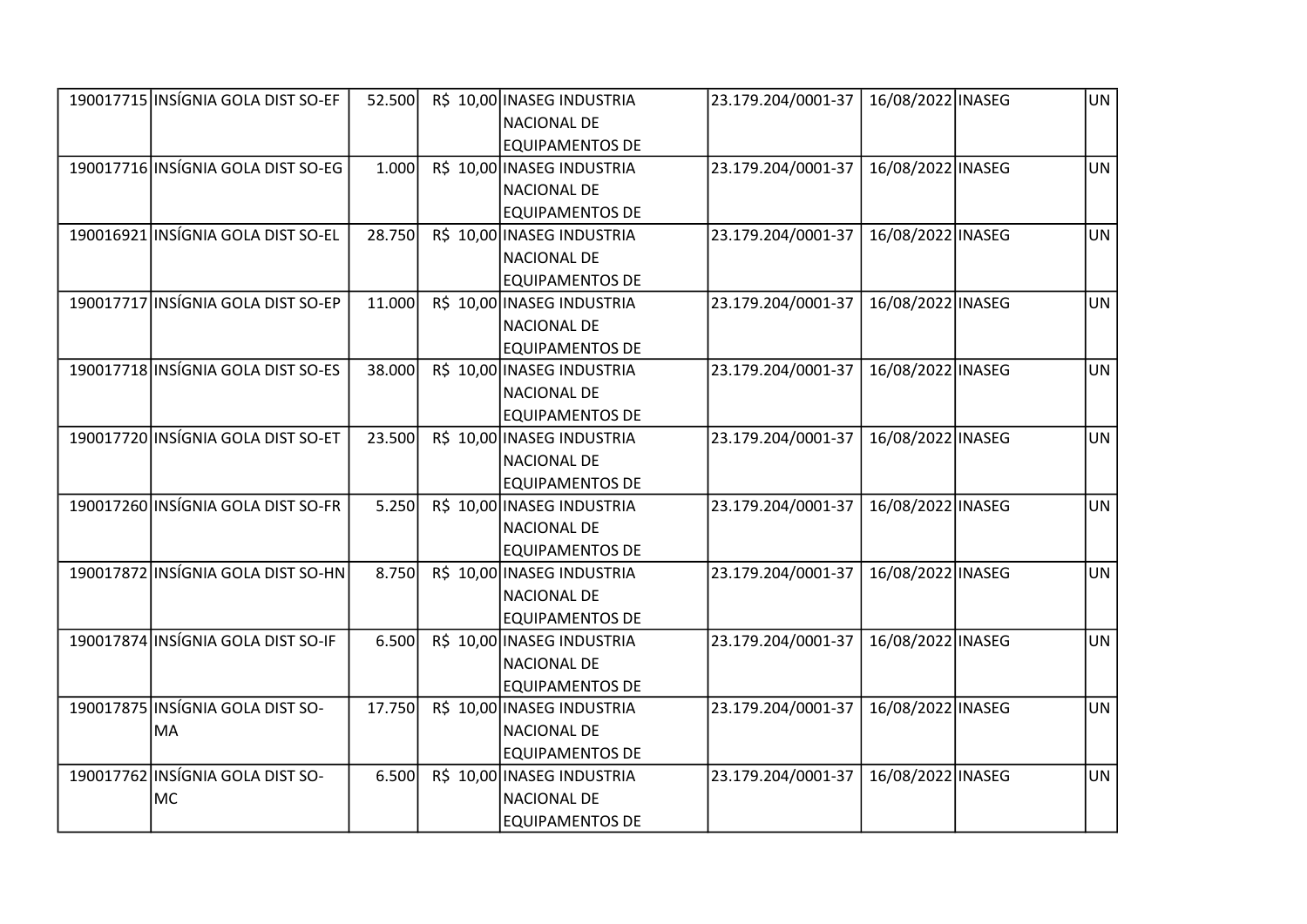| | | | | | | | | |
|---|---|---|---|---|---|---|---|---|
| 190017715 | INSÍGNIA GOLA DIST SO-EF | 52.500 | R$ 10,00 | INASEG INDUSTRIA NACIONAL DE EQUIPAMENTOS DE | 23.179.204/0001-37 | 16/08/2022 | INASEG | UN |
| 190017716 | INSÍGNIA GOLA DIST SO-EG | 1.000 | R$ 10,00 | INASEG INDUSTRIA NACIONAL DE EQUIPAMENTOS DE | 23.179.204/0001-37 | 16/08/2022 | INASEG | UN |
| 190016921 | INSÍGNIA GOLA DIST SO-EL | 28.750 | R$ 10,00 | INASEG INDUSTRIA NACIONAL DE EQUIPAMENTOS DE | 23.179.204/0001-37 | 16/08/2022 | INASEG | UN |
| 190017717 | INSÍGNIA GOLA DIST SO-EP | 11.000 | R$ 10,00 | INASEG INDUSTRIA NACIONAL DE EQUIPAMENTOS DE | 23.179.204/0001-37 | 16/08/2022 | INASEG | UN |
| 190017718 | INSÍGNIA GOLA DIST SO-ES | 38.000 | R$ 10,00 | INASEG INDUSTRIA NACIONAL DE EQUIPAMENTOS DE | 23.179.204/0001-37 | 16/08/2022 | INASEG | UN |
| 190017720 | INSÍGNIA GOLA DIST SO-ET | 23.500 | R$ 10,00 | INASEG INDUSTRIA NACIONAL DE EQUIPAMENTOS DE | 23.179.204/0001-37 | 16/08/2022 | INASEG | UN |
| 190017260 | INSÍGNIA GOLA DIST SO-FR | 5.250 | R$ 10,00 | INASEG INDUSTRIA NACIONAL DE EQUIPAMENTOS DE | 23.179.204/0001-37 | 16/08/2022 | INASEG | UN |
| 190017872 | INSÍGNIA GOLA DIST SO-HN | 8.750 | R$ 10,00 | INASEG INDUSTRIA NACIONAL DE EQUIPAMENTOS DE | 23.179.204/0001-37 | 16/08/2022 | INASEG | UN |
| 190017874 | INSÍGNIA GOLA DIST SO-IF | 6.500 | R$ 10,00 | INASEG INDUSTRIA NACIONAL DE EQUIPAMENTOS DE | 23.179.204/0001-37 | 16/08/2022 | INASEG | UN |
| 190017875 | INSÍGNIA GOLA DIST SO-MA | 17.750 | R$ 10,00 | INASEG INDUSTRIA NACIONAL DE EQUIPAMENTOS DE | 23.179.204/0001-37 | 16/08/2022 | INASEG | UN |
| 190017762 | INSÍGNIA GOLA DIST SO-MC | 6.500 | R$ 10,00 | INASEG INDUSTRIA NACIONAL DE EQUIPAMENTOS DE | 23.179.204/0001-37 | 16/08/2022 | INASEG | UN |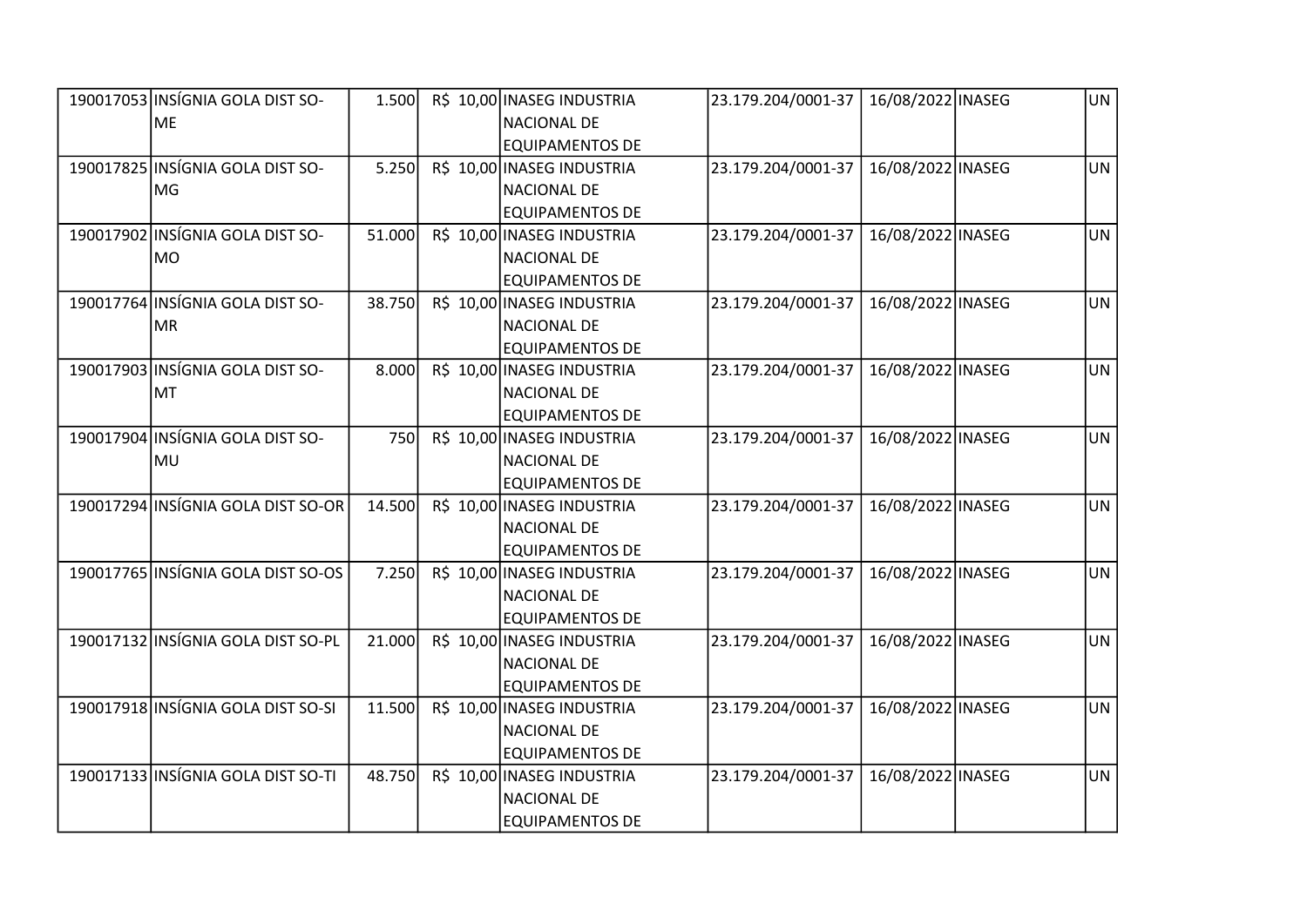| | | | | | | | | |
|---|---|---|---|---|---|---|---|---|
| 190017053 | INSÍGNIA GOLA DIST SO-ME | 1.500 | R$ 10,00 | INASEG INDUSTRIA NACIONAL DE EQUIPAMENTOS DE | 23.179.204/0001-37 | 16/08/2022 | INASEG | UN |
| 190017825 | INSÍGNIA GOLA DIST SO-MG | 5.250 | R$ 10,00 | INASEG INDUSTRIA NACIONAL DE EQUIPAMENTOS DE | 23.179.204/0001-37 | 16/08/2022 | INASEG | UN |
| 190017902 | INSÍGNIA GOLA DIST SO-MO | 51.000 | R$ 10,00 | INASEG INDUSTRIA NACIONAL DE EQUIPAMENTOS DE | 23.179.204/0001-37 | 16/08/2022 | INASEG | UN |
| 190017764 | INSÍGNIA GOLA DIST SO-MR | 38.750 | R$ 10,00 | INASEG INDUSTRIA NACIONAL DE EQUIPAMENTOS DE | 23.179.204/0001-37 | 16/08/2022 | INASEG | UN |
| 190017903 | INSÍGNIA GOLA DIST SO-MT | 8.000 | R$ 10,00 | INASEG INDUSTRIA NACIONAL DE EQUIPAMENTOS DE | 23.179.204/0001-37 | 16/08/2022 | INASEG | UN |
| 190017904 | INSÍGNIA GOLA DIST SO-MU | 750 | R$ 10,00 | INASEG INDUSTRIA NACIONAL DE EQUIPAMENTOS DE | 23.179.204/0001-37 | 16/08/2022 | INASEG | UN |
| 190017294 | INSÍGNIA GOLA DIST SO-OR | 14.500 | R$ 10,00 | INASEG INDUSTRIA NACIONAL DE EQUIPAMENTOS DE | 23.179.204/0001-37 | 16/08/2022 | INASEG | UN |
| 190017765 | INSÍGNIA GOLA DIST SO-OS | 7.250 | R$ 10,00 | INASEG INDUSTRIA NACIONAL DE EQUIPAMENTOS DE | 23.179.204/0001-37 | 16/08/2022 | INASEG | UN |
| 190017132 | INSÍGNIA GOLA DIST SO-PL | 21.000 | R$ 10,00 | INASEG INDUSTRIA NACIONAL DE EQUIPAMENTOS DE | 23.179.204/0001-37 | 16/08/2022 | INASEG | UN |
| 190017918 | INSÍGNIA GOLA DIST SO-SI | 11.500 | R$ 10,00 | INASEG INDUSTRIA NACIONAL DE EQUIPAMENTOS DE | 23.179.204/0001-37 | 16/08/2022 | INASEG | UN |
| 190017133 | INSÍGNIA GOLA DIST SO-TI | 48.750 | R$ 10,00 | INASEG INDUSTRIA NACIONAL DE EQUIPAMENTOS DE | 23.179.204/0001-37 | 16/08/2022 | INASEG | UN |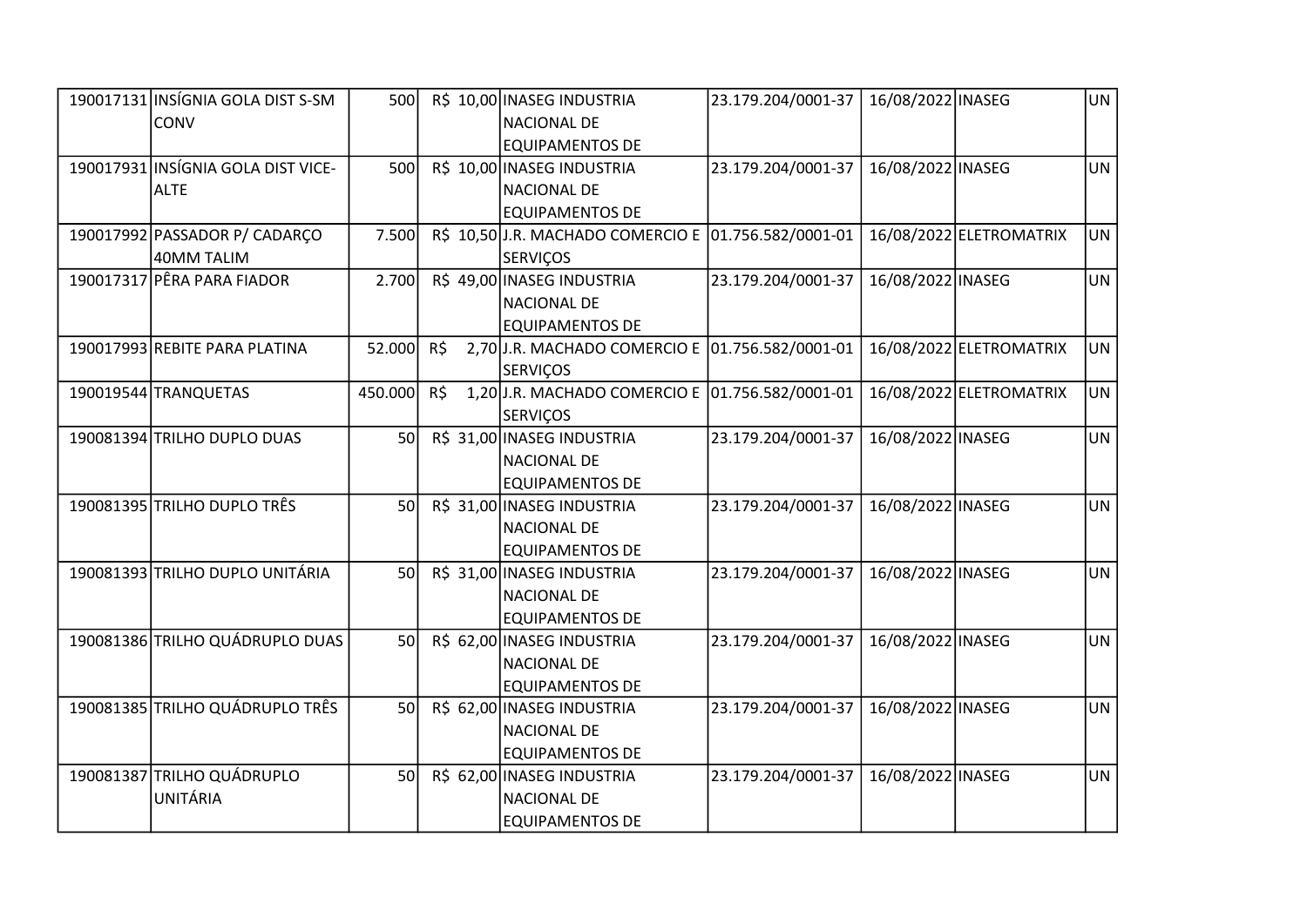| | | | | | | | | |
|---|---|---|---|---|---|---|---|---|
| 190017131 | INSÍGNIA GOLA DIST S-SM CONV | 500 | R$ 10,00 | INASEG INDUSTRIA NACIONAL DE EQUIPAMENTOS DE | 23.179.204/0001-37 | 16/08/2022 | INASEG | UN |
| 190017931 | INSÍGNIA GOLA DIST VICE-ALTE | 500 | R$ 10,00 | INASEG INDUSTRIA NACIONAL DE EQUIPAMENTOS DE | 23.179.204/0001-37 | 16/08/2022 | INASEG | UN |
| 190017992 | PASSADOR P/ CADARÇO 40MM TALIM | 7.500 | R$ 10,50 | J.R. MACHADO COMERCIO E SERVIÇOS | 01.756.582/0001-01 | 16/08/2022 | ELETROMATRIX | UN |
| 190017317 | PÊRA PARA FIADOR | 2.700 | R$ 49,00 | INASEG INDUSTRIA NACIONAL DE EQUIPAMENTOS DE | 23.179.204/0001-37 | 16/08/2022 | INASEG | UN |
| 190017993 | REBITE PARA PLATINA | 52.000 | R$ 2,70 | J.R. MACHADO COMERCIO E SERVIÇOS | 01.756.582/0001-01 | 16/08/2022 | ELETROMATRIX | UN |
| 190019544 | TRANQUETAS | 450.000 | R$ 1,20 | J.R. MACHADO COMERCIO E SERVIÇOS | 01.756.582/0001-01 | 16/08/2022 | ELETROMATRIX | UN |
| 190081394 | TRILHO DUPLO DUAS | 50 | R$ 31,00 | INASEG INDUSTRIA NACIONAL DE EQUIPAMENTOS DE | 23.179.204/0001-37 | 16/08/2022 | INASEG | UN |
| 190081395 | TRILHO DUPLO TRÊS | 50 | R$ 31,00 | INASEG INDUSTRIA NACIONAL DE EQUIPAMENTOS DE | 23.179.204/0001-37 | 16/08/2022 | INASEG | UN |
| 190081393 | TRILHO DUPLO UNITÁRIA | 50 | R$ 31,00 | INASEG INDUSTRIA NACIONAL DE EQUIPAMENTOS DE | 23.179.204/0001-37 | 16/08/2022 | INASEG | UN |
| 190081386 | TRILHO QUÁDRUPLO DUAS | 50 | R$ 62,00 | INASEG INDUSTRIA NACIONAL DE EQUIPAMENTOS DE | 23.179.204/0001-37 | 16/08/2022 | INASEG | UN |
| 190081385 | TRILHO QUÁDRUPLO TRÊS | 50 | R$ 62,00 | INASEG INDUSTRIA NACIONAL DE EQUIPAMENTOS DE | 23.179.204/0001-37 | 16/08/2022 | INASEG | UN |
| 190081387 | TRILHO QUÁDRUPLO UNITÁRIA | 50 | R$ 62,00 | INASEG INDUSTRIA NACIONAL DE EQUIPAMENTOS DE | 23.179.204/0001-37 | 16/08/2022 | INASEG | UN |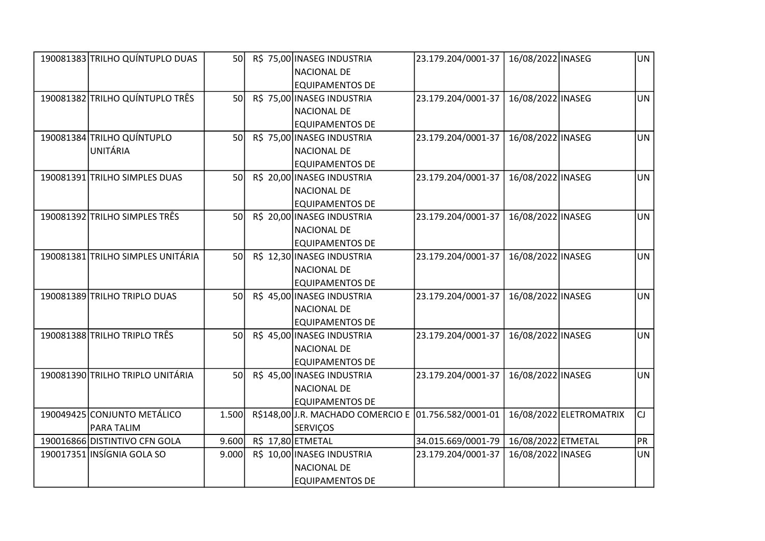| | | | | | | | | |
|---|---|---|---|---|---|---|---|---|
| 190081383 | TRILHO QUÍNTUPLO DUAS | 50 | R$ 75,00 | INASEG INDUSTRIA NACIONAL DE EQUIPAMENTOS DE | 23.179.204/0001-37 | 16/08/2022 | INASEG | UN |
| 190081382 | TRILHO QUÍNTUPLO TRÊS | 50 | R$ 75,00 | INASEG INDUSTRIA NACIONAL DE EQUIPAMENTOS DE | 23.179.204/0001-37 | 16/08/2022 | INASEG | UN |
| 190081384 | TRILHO QUÍNTUPLO UNITÁRIA | 50 | R$ 75,00 | INASEG INDUSTRIA NACIONAL DE EQUIPAMENTOS DE | 23.179.204/0001-37 | 16/08/2022 | INASEG | UN |
| 190081391 | TRILHO SIMPLES DUAS | 50 | R$ 20,00 | INASEG INDUSTRIA NACIONAL DE EQUIPAMENTOS DE | 23.179.204/0001-37 | 16/08/2022 | INASEG | UN |
| 190081392 | TRILHO SIMPLES TRÊS | 50 | R$ 20,00 | INASEG INDUSTRIA NACIONAL DE EQUIPAMENTOS DE | 23.179.204/0001-37 | 16/08/2022 | INASEG | UN |
| 190081381 | TRILHO SIMPLES UNITÁRIA | 50 | R$ 12,30 | INASEG INDUSTRIA NACIONAL DE EQUIPAMENTOS DE | 23.179.204/0001-37 | 16/08/2022 | INASEG | UN |
| 190081389 | TRILHO TRIPLO DUAS | 50 | R$ 45,00 | INASEG INDUSTRIA NACIONAL DE EQUIPAMENTOS DE | 23.179.204/0001-37 | 16/08/2022 | INASEG | UN |
| 190081388 | TRILHO TRIPLO TRÊS | 50 | R$ 45,00 | INASEG INDUSTRIA NACIONAL DE EQUIPAMENTOS DE | 23.179.204/0001-37 | 16/08/2022 | INASEG | UN |
| 190081390 | TRILHO TRIPLO UNITÁRIA | 50 | R$ 45,00 | INASEG INDUSTRIA NACIONAL DE EQUIPAMENTOS DE | 23.179.204/0001-37 | 16/08/2022 | INASEG | UN |
| 190049425 | CONJUNTO METÁLICO PARA TALIM | 1.500 | R$148,00 | J.R. MACHADO COMERCIO E SERVIÇOS | 01.756.582/0001-01 | 16/08/2022 | ELETROMATRIX | CJ |
| 190016866 | DISTINTIVO CFN GOLA | 9.600 | R$ 17,80 | ETMETAL | 34.015.669/0001-79 | 16/08/2022 | ETMETAL | PR |
| 190017351 | INSÍGNIA GOLA SO | 9.000 | R$ 10,00 | INASEG INDUSTRIA NACIONAL DE EQUIPAMENTOS DE | 23.179.204/0001-37 | 16/08/2022 | INASEG | UN |